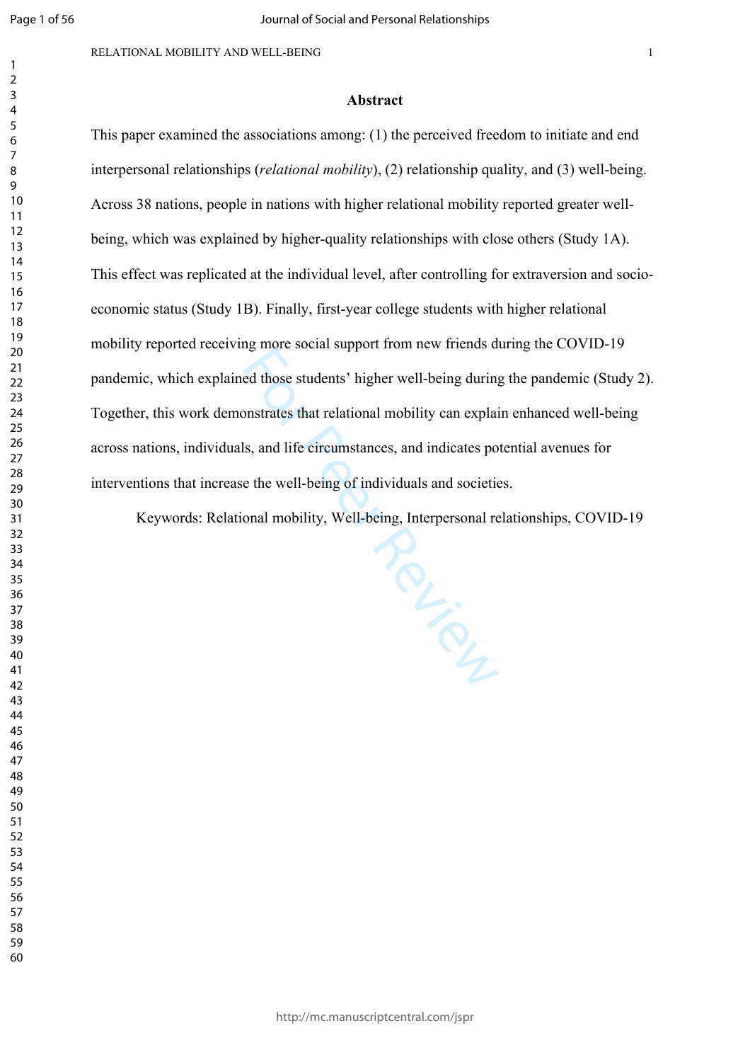## Abstract

This paper examined the associations among: (1) the perceived freedom to initiate and end interpersonal relationships (*relational mobility*), (2) relationship quality, and (3) well-being. Across 38 nations, people in nations with higher relational mobility reported greater well-being, which was explained by higher-quality relationships with close others (Study 1A). This effect was replicated at the individual level, after controlling for extraversion and socio-economic status (Study 1B). Finally, first-year college students with higher relational mobility reported receiving more social support from new friends during the COVID-19 pandemic, which explained those students' higher well-being during the pandemic (Study 2). Together, this work demonstrates that relational mobility can explain enhanced well-being across nations, individuals, and life circumstances, and indicates potential avenues for interventions that increase the well-being of individuals and societies.

Keywords: Relational mobility, Well-being, Interpersonal relationships, COVID-19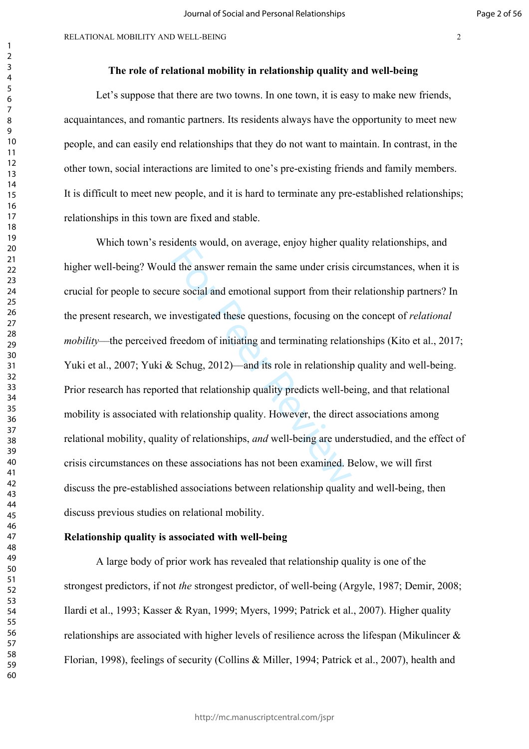## The role of relational mobility in relationship quality and well-being

Let's suppose that there are two towns. In one town, it is easy to make new friends, acquaintances, and romantic partners. Its residents always have the opportunity to meet new people, and can easily end relationships that they do not want to maintain. In contrast, in the other town, social interactions are limited to one's pre-existing friends and family members. It is difficult to meet new people, and it is hard to terminate any pre-established relationships; relationships in this town are fixed and stable.

Which town's residents would, on average, enjoy higher quality relationships, and higher well-being? Would the answer remain the same under crisis circumstances, when it is crucial for people to secure social and emotional support from their relationship partners? In the present research, we investigated these questions, focusing on the concept of *relational mobility*—the perceived freedom of initiating and terminating relationships (Kito et al., 2017; Yuki et al., 2007; Yuki & Schug, 2012)—and its role in relationship quality and well-being. Prior research has reported that relationship quality predicts well-being, and that relational mobility is associated with relationship quality. However, the direct associations among relational mobility, quality of relationships, *and* well-being are understudied, and the effect of crisis circumstances on these associations has not been examined. Below, we will first discuss the pre-established associations between relationship quality and well-being, then discuss previous studies on relational mobility.

### Relationship quality is associated with well-being

A large body of prior work has revealed that relationship quality is one of the strongest predictors, if not *the* strongest predictor, of well-being (Argyle, 1987; Demir, 2008; Ilardi et al., 1993; Kasser & Ryan, 1999; Myers, 1999; Patrick et al., 2007). Higher quality relationships are associated with higher levels of resilience across the lifespan (Mikulincer & Florian, 1998), feelings of security (Collins & Miller, 1994; Patrick et al., 2007), health and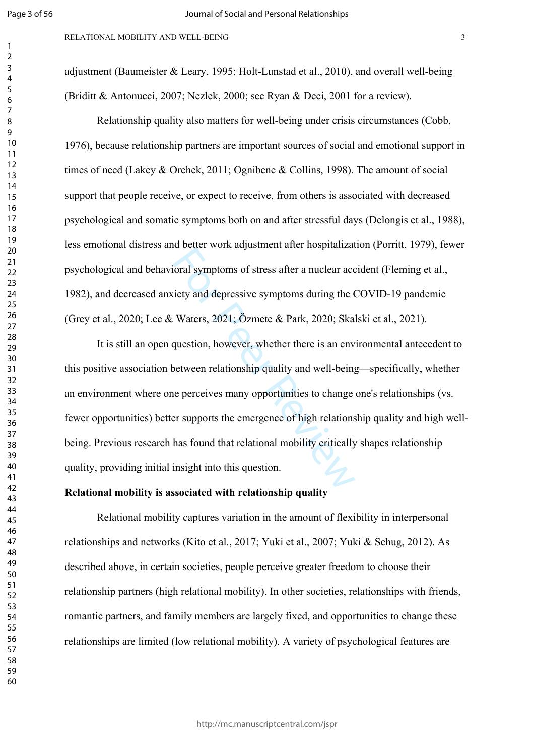adjustment (Baumeister & Leary, 1995; Holt-Lunstad et al., 2010), and overall well-being (Briditt & Antonucci, 2007; Nezlek, 2000; see Ryan & Deci, 2001 for a review).

Relationship quality also matters for well-being under crisis circumstances (Cobb, 1976), because relationship partners are important sources of social and emotional support in times of need (Lakey & Orehek, 2011; Ognibene & Collins, 1998). The amount of social support that people receive, or expect to receive, from others is associated with decreased psychological and somatic symptoms both on and after stressful days (Delongis et al., 1988), less emotional distress and better work adjustment after hospitalization (Porritt, 1979), fewer psychological and behavioral symptoms of stress after a nuclear accident (Fleming et al., 1982), and decreased anxiety and depressive symptoms during the COVID-19 pandemic (Grey et al., 2020; Lee & Waters, 2021; Özmete & Park, 2020; Skalski et al., 2021).

It is still an open question, however, whether there is an environmental antecedent to this positive association between relationship quality and well-being—specifically, whether an environment where one perceives many opportunities to change one's relationships (vs. fewer opportunities) better supports the emergence of high relationship quality and high well-being. Previous research has found that relational mobility critically shapes relationship quality, providing initial insight into this question.

**Relational mobility is associated with relationship quality**

Relational mobility captures variation in the amount of flexibility in interpersonal relationships and networks (Kito et al., 2017; Yuki et al., 2007; Yuki & Schug, 2012). As described above, in certain societies, people perceive greater freedom to choose their relationship partners (high relational mobility). In other societies, relationships with friends, romantic partners, and family members are largely fixed, and opportunities to change these relationships are limited (low relational mobility). A variety of psychological features are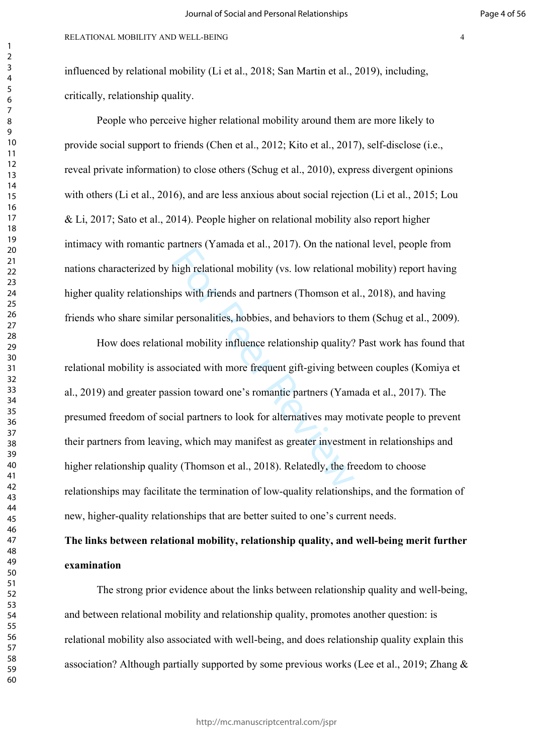influenced by relational mobility (Li et al., 2018; San Martin et al., 2019), including, critically, relationship quality.

People who perceive higher relational mobility around them are more likely to provide social support to friends (Chen et al., 2012; Kito et al., 2017), self-disclose (i.e., reveal private information) to close others (Schug et al., 2010), express divergent opinions with others (Li et al., 2016), and are less anxious about social rejection (Li et al., 2015; Lou & Li, 2017; Sato et al., 2014). People higher on relational mobility also report higher intimacy with romantic partners (Yamada et al., 2017). On the national level, people from nations characterized by high relational mobility (vs. low relational mobility) report having higher quality relationships with friends and partners (Thomson et al., 2018), and having friends who share similar personalities, hobbies, and behaviors to them (Schug et al., 2009).

How does relational mobility influence relationship quality? Past work has found that relational mobility is associated with more frequent gift-giving between couples (Komiya et al., 2019) and greater passion toward one's romantic partners (Yamada et al., 2017). The presumed freedom of social partners to look for alternatives may motivate people to prevent their partners from leaving, which may manifest as greater investment in relationships and higher relationship quality (Thomson et al., 2018). Relatedly, the freedom to choose relationships may facilitate the termination of low-quality relationships, and the formation of new, higher-quality relationships that are better suited to one's current needs.

**The links between relational mobility, relationship quality, and well-being merit further examination**

The strong prior evidence about the links between relationship quality and well-being, and between relational mobility and relationship quality, promotes another question: is relational mobility also associated with well-being, and does relationship quality explain this association? Although partially supported by some previous works (Lee et al., 2019; Zhang &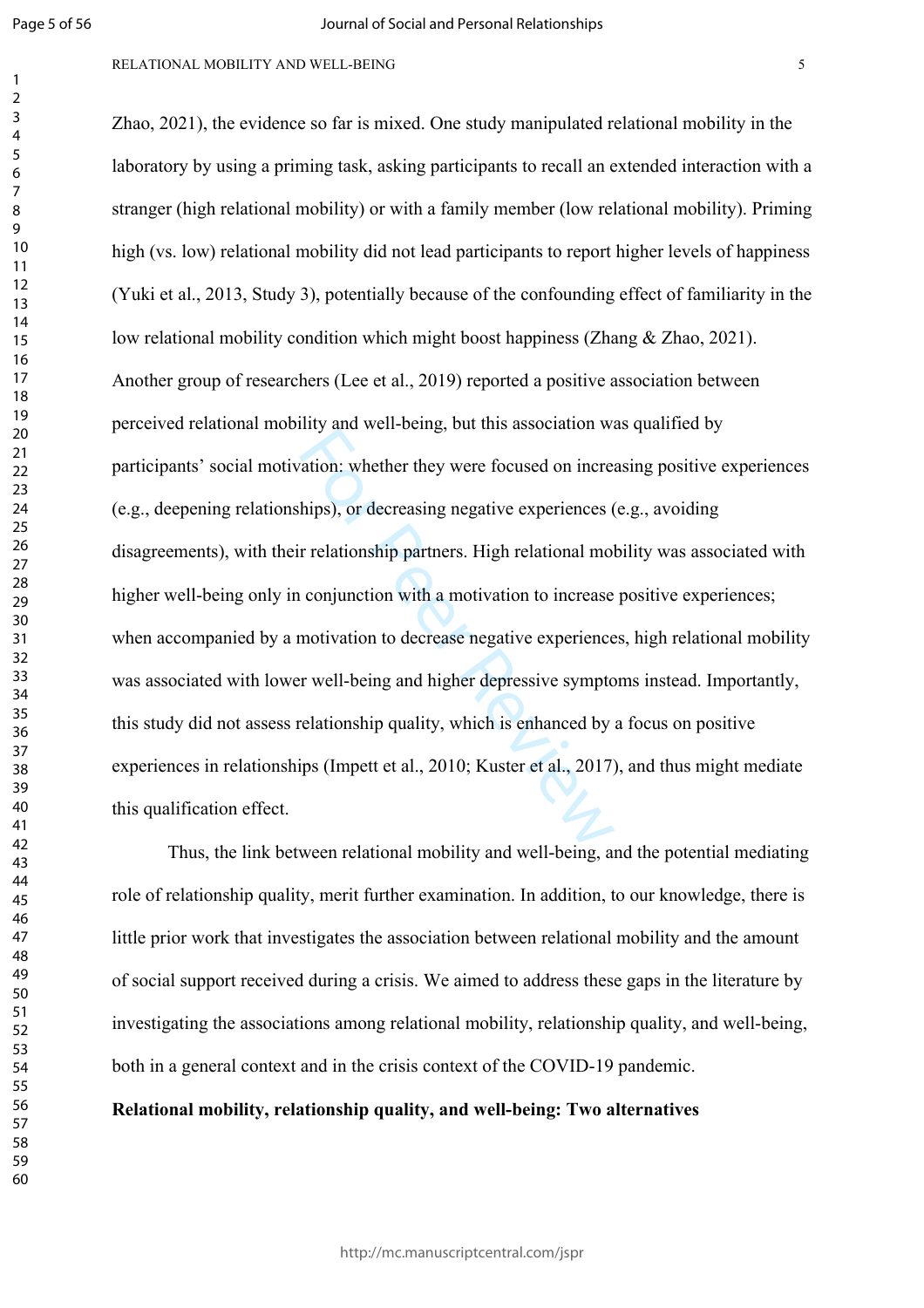Zhao, 2021), the evidence so far is mixed. One study manipulated relational mobility in the laboratory by using a priming task, asking participants to recall an extended interaction with a stranger (high relational mobility) or with a family member (low relational mobility). Priming high (vs. low) relational mobility did not lead participants to report higher levels of happiness (Yuki et al., 2013, Study 3), potentially because of the confounding effect of familiarity in the low relational mobility condition which might boost happiness (Zhang & Zhao, 2021). Another group of researchers (Lee et al., 2019) reported a positive association between perceived relational mobility and well-being, but this association was qualified by participants' social motivation: whether they were focused on increasing positive experiences (e.g., deepening relationships), or decreasing negative experiences (e.g., avoiding disagreements), with their relationship partners. High relational mobility was associated with higher well-being only in conjunction with a motivation to increase positive experiences; when accompanied by a motivation to decrease negative experiences, high relational mobility was associated with lower well-being and higher depressive symptoms instead. Importantly, this study did not assess relationship quality, which is enhanced by a focus on positive experiences in relationships (Impett et al., 2010; Kuster et al., 2017), and thus might mediate this qualification effect.

Thus, the link between relational mobility and well-being, and the potential mediating role of relationship quality, merit further examination. In addition, to our knowledge, there is little prior work that investigates the association between relational mobility and the amount of social support received during a crisis. We aimed to address these gaps in the literature by investigating the associations among relational mobility, relationship quality, and well-being, both in a general context and in the crisis context of the COVID-19 pandemic.

**Relational mobility, relationship quality, and well-being: Two alternatives**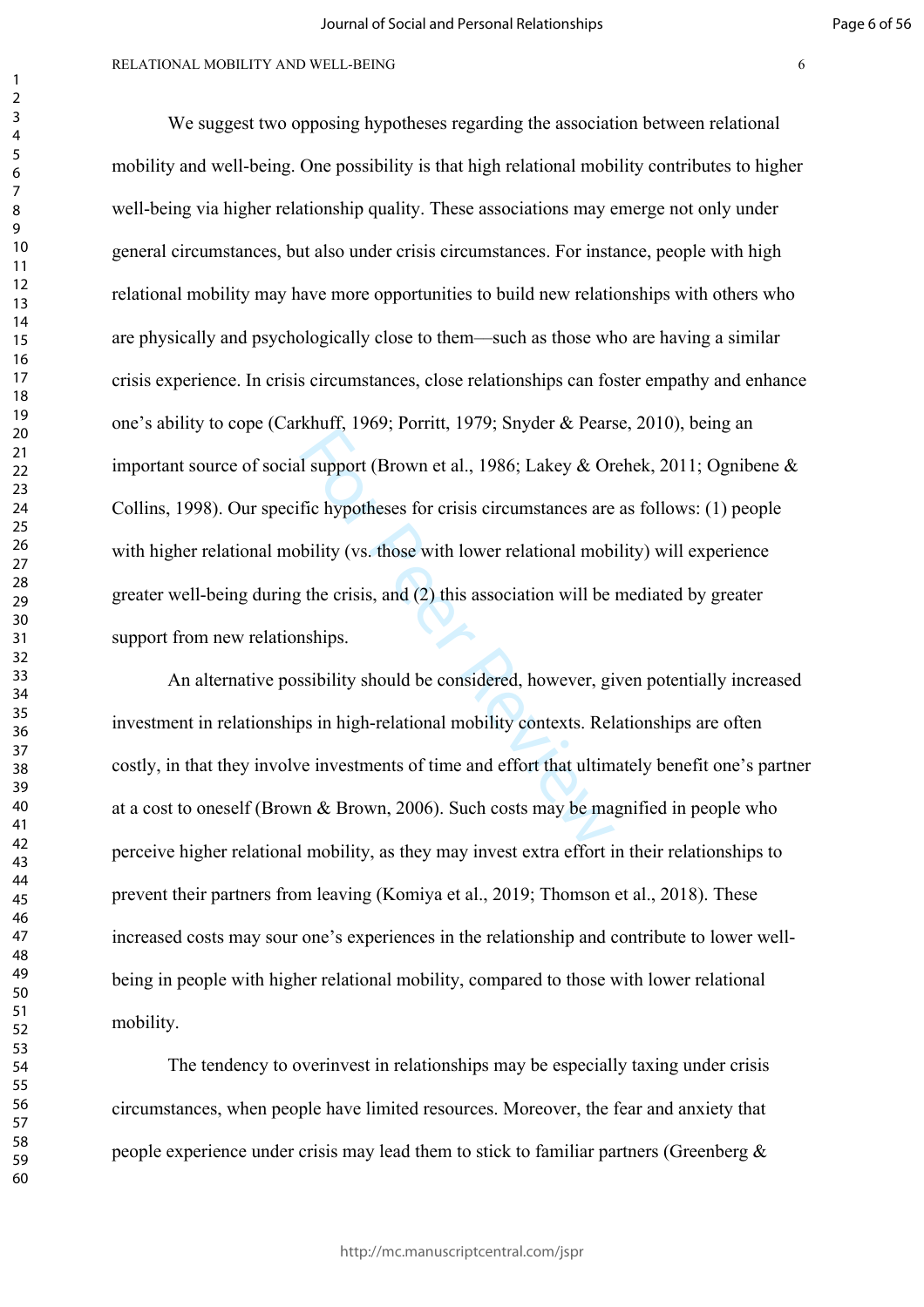We suggest two opposing hypotheses regarding the association between relational mobility and well-being. One possibility is that high relational mobility contributes to higher well-being via higher relationship quality. These associations may emerge not only under general circumstances, but also under crisis circumstances. For instance, people with high relational mobility may have more opportunities to build new relationships with others who are physically and psychologically close to them—such as those who are having a similar crisis experience. In crisis circumstances, close relationships can foster empathy and enhance one's ability to cope (Carkhuff, 1969; Porritt, 1979; Snyder & Pearse, 2010), being an important source of social support (Brown et al., 1986; Lakey & Orehek, 2011; Ognibene & Collins, 1998). Our specific hypotheses for crisis circumstances are as follows: (1) people with higher relational mobility (vs. those with lower relational mobility) will experience greater well-being during the crisis, and (2) this association will be mediated by greater support from new relationships.

An alternative possibility should be considered, however, given potentially increased investment in relationships in high-relational mobility contexts. Relationships are often costly, in that they involve investments of time and effort that ultimately benefit one's partner at a cost to oneself (Brown & Brown, 2006). Such costs may be magnified in people who perceive higher relational mobility, as they may invest extra effort in their relationships to prevent their partners from leaving (Komiya et al., 2019; Thomson et al., 2018). These increased costs may sour one's experiences in the relationship and contribute to lower well-being in people with higher relational mobility, compared to those with lower relational mobility.

The tendency to overinvest in relationships may be especially taxing under crisis circumstances, when people have limited resources. Moreover, the fear and anxiety that people experience under crisis may lead them to stick to familiar partners (Greenberg &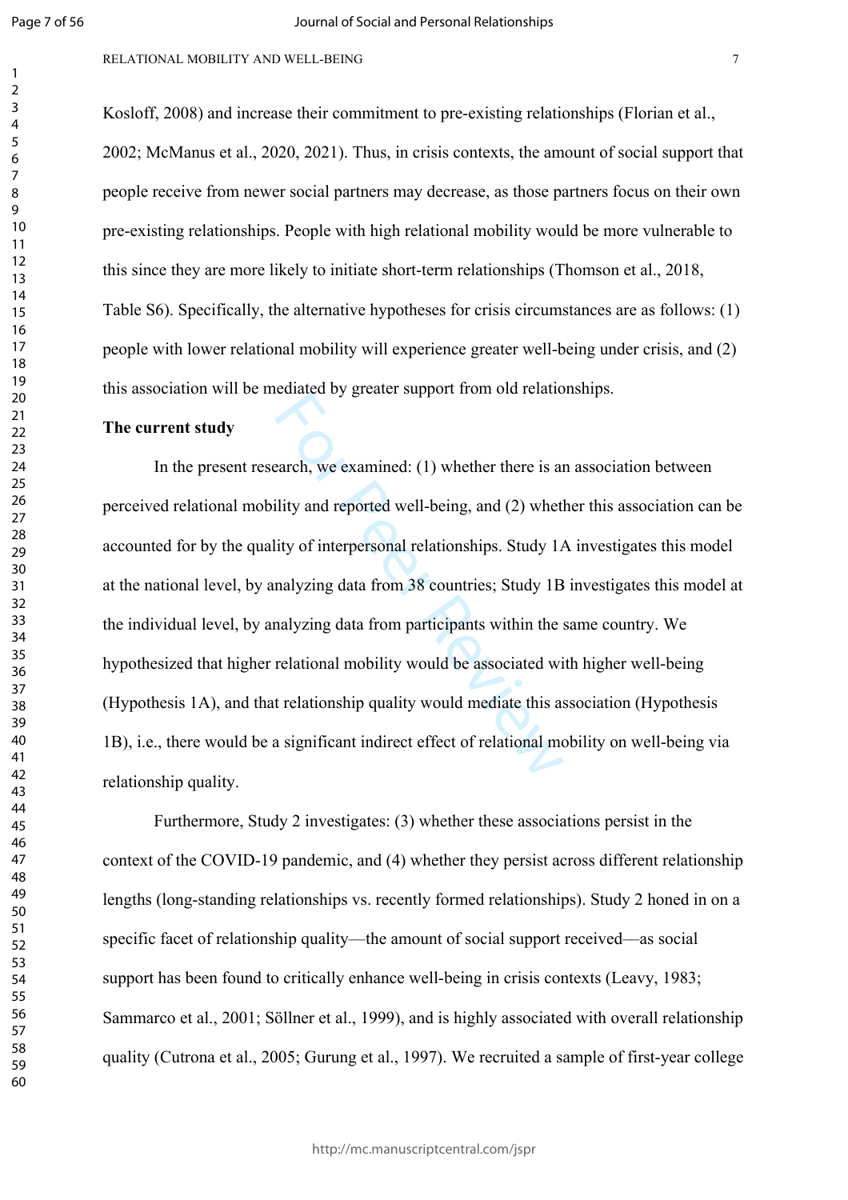Kosloff, 2008) and increase their commitment to pre-existing relationships (Florian et al., 2002; McManus et al., 2020, 2021). Thus, in crisis contexts, the amount of social support that people receive from newer social partners may decrease, as those partners focus on their own pre-existing relationships. People with high relational mobility would be more vulnerable to this since they are more likely to initiate short-term relationships (Thomson et al., 2018, Table S6). Specifically, the alternative hypotheses for crisis circumstances are as follows: (1) people with lower relational mobility will experience greater well-being under crisis, and (2) this association will be mediated by greater support from old relationships.

**The current study**

In the present research, we examined: (1) whether there is an association between perceived relational mobility and reported well-being, and (2) whether this association can be accounted for by the quality of interpersonal relationships. Study 1A investigates this model at the national level, by analyzing data from 38 countries; Study 1B investigates this model at the individual level, by analyzing data from participants within the same country. We hypothesized that higher relational mobility would be associated with higher well-being (Hypothesis 1A), and that relationship quality would mediate this association (Hypothesis 1B), i.e., there would be a significant indirect effect of relational mobility on well-being via relationship quality.

Furthermore, Study 2 investigates: (3) whether these associations persist in the context of the COVID-19 pandemic, and (4) whether they persist across different relationship lengths (long-standing relationships vs. recently formed relationships). Study 2 honed in on a specific facet of relationship quality—the amount of social support received—as social support has been found to critically enhance well-being in crisis contexts (Leavy, 1983; Sammarco et al., 2001; Söllner et al., 1999), and is highly associated with overall relationship quality (Cutrona et al., 2005; Gurung et al., 1997). We recruited a sample of first-year college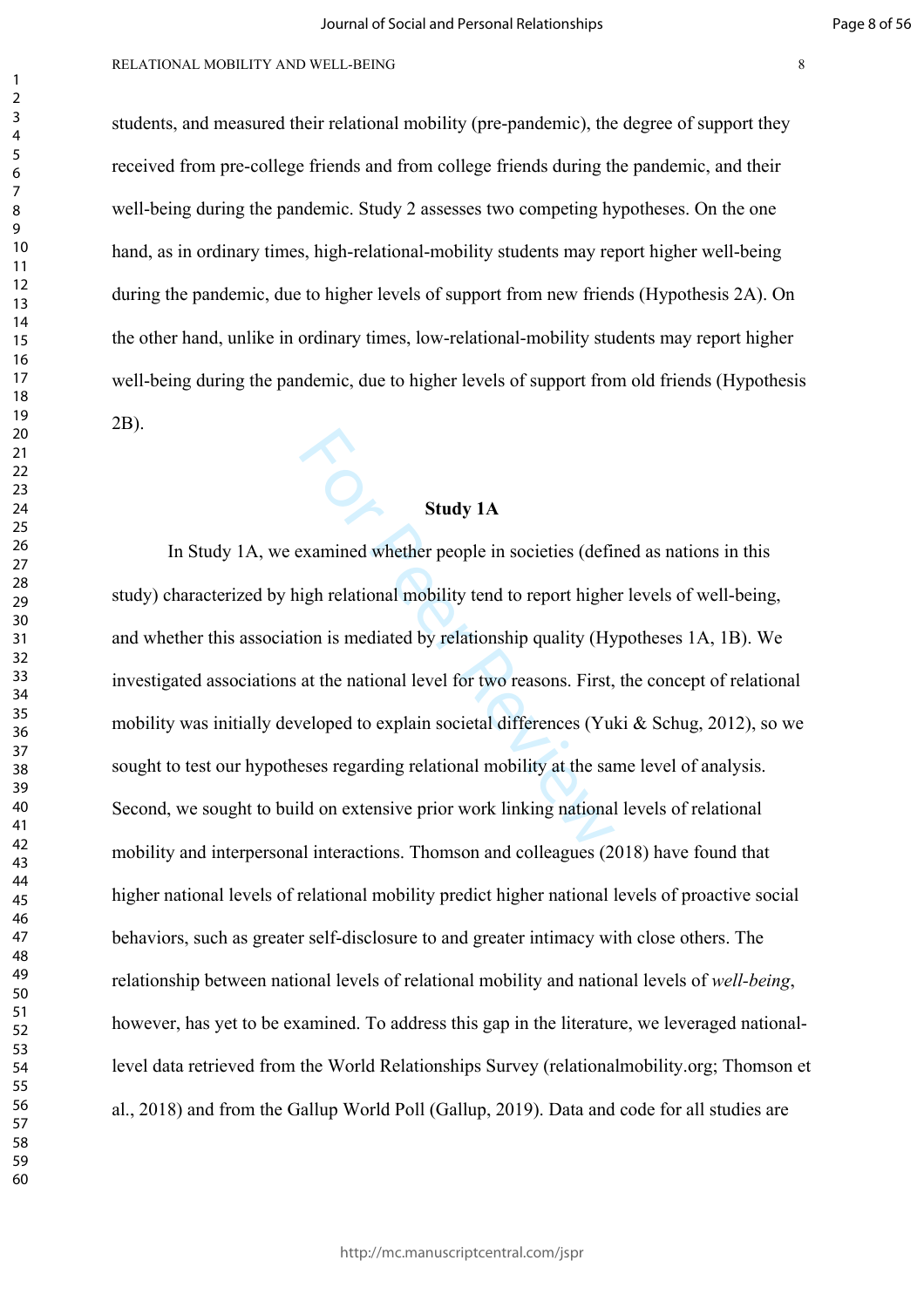students, and measured their relational mobility (pre-pandemic), the degree of support they received from pre-college friends and from college friends during the pandemic, and their well-being during the pandemic. Study 2 assesses two competing hypotheses. On the one hand, as in ordinary times, high-relational-mobility students may report higher well-being during the pandemic, due to higher levels of support from new friends (Hypothesis 2A). On the other hand, unlike in ordinary times, low-relational-mobility students may report higher well-being during the pandemic, due to higher levels of support from old friends (Hypothesis 2B).

## Study 1A

In Study 1A, we examined whether people in societies (defined as nations in this study) characterized by high relational mobility tend to report higher levels of well-being, and whether this association is mediated by relationship quality (Hypotheses 1A, 1B). We investigated associations at the national level for two reasons. First, the concept of relational mobility was initially developed to explain societal differences (Yuki & Schug, 2012), so we sought to test our hypotheses regarding relational mobility at the same level of analysis. Second, we sought to build on extensive prior work linking national levels of relational mobility and interpersonal interactions. Thomson and colleagues (2018) have found that higher national levels of relational mobility predict higher national levels of proactive social behaviors, such as greater self-disclosure to and greater intimacy with close others. The relationship between national levels of relational mobility and national levels of *well-being*, however, has yet to be examined. To address this gap in the literature, we leveraged national-level data retrieved from the World Relationships Survey (relationalmobility.org; Thomson et al., 2018) and from the Gallup World Poll (Gallup, 2019). Data and code for all studies are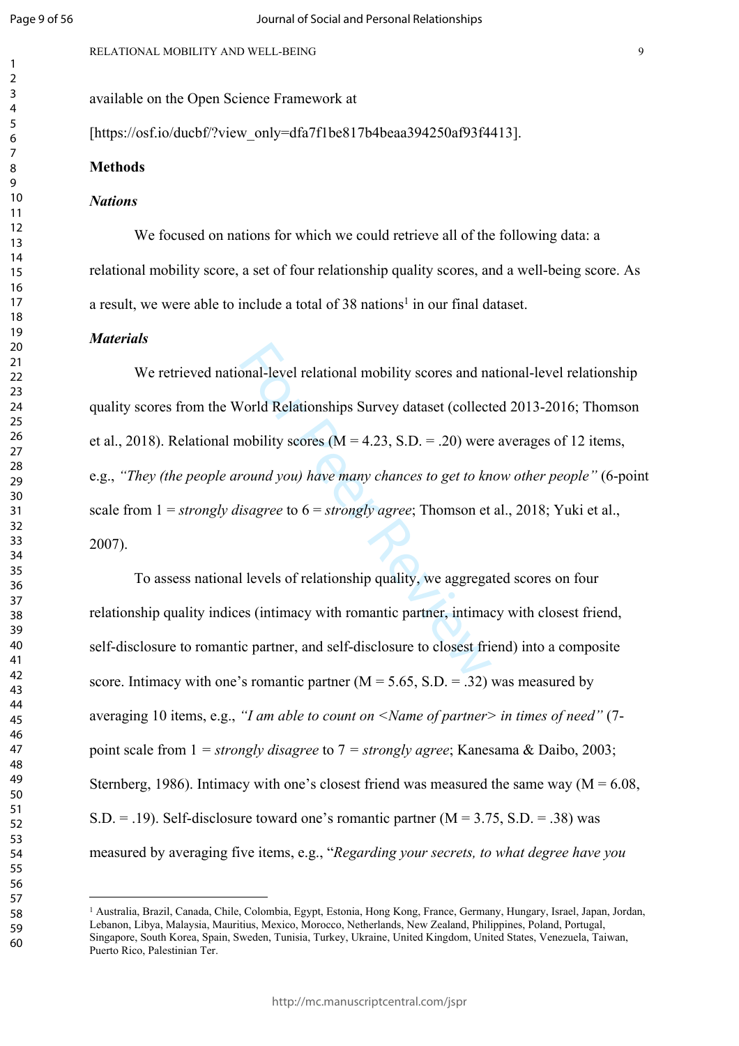available on the Open Science Framework at

[https://osf.io/ducbf/?view_only=dfa7f1be817b4beaa394250af93f4413].

## Methods

### *Nations*

We focused on nations for which we could retrieve all of the following data: a relational mobility score, a set of four relationship quality scores, and a well-being score. As a result, we were able to include a total of 38 nations[1] in our final dataset.

### *Materials*

We retrieved national-level relational mobility scores and national-level relationship quality scores from the World Relationships Survey dataset (collected 2013-2016; Thomson et al., 2018). Relational mobility scores (M = 4.23, S.D. = .20) were averages of 12 items, e.g., *"They (the people around you) have many chances to get to know other people"* (6-point scale from 1 = *strongly disagree* to 6 = *strongly agree*; Thomson et al., 2018; Yuki et al., 2007).

To assess national levels of relationship quality, we aggregated scores on four relationship quality indices (intimacy with romantic partner, intimacy with closest friend, self-disclosure to romantic partner, and self-disclosure to closest friend) into a composite score. Intimacy with one's romantic partner (M = 5.65, S.D. = .32) was measured by averaging 10 items, e.g., *"I am able to count on <Name of partner> in times of need"* (7-point scale from 1 = *strongly disagree* to 7 = *strongly agree*; Kanesama & Daibo, 2003; Sternberg, 1986). Intimacy with one's closest friend was measured the same way (M = 6.08, S.D. = .19). Self-disclosure toward one's romantic partner (M = 3.75, S.D. = .38) was measured by averaging five items, e.g., "*Regarding your secrets, to what degree have you*

---

[1] Australia, Brazil, Canada, Chile, Colombia, Egypt, Estonia, Hong Kong, France, Germany, Hungary, Israel, Japan, Jordan, Lebanon, Libya, Malaysia, Mauritius, Mexico, Morocco, Netherlands, New Zealand, Philippines, Poland, Portugal, Singapore, South Korea, Spain, Sweden, Tunisia, Turkey, Ukraine, United Kingdom, United States, Venezuela, Taiwan, Puerto Rico, Palestinian Ter.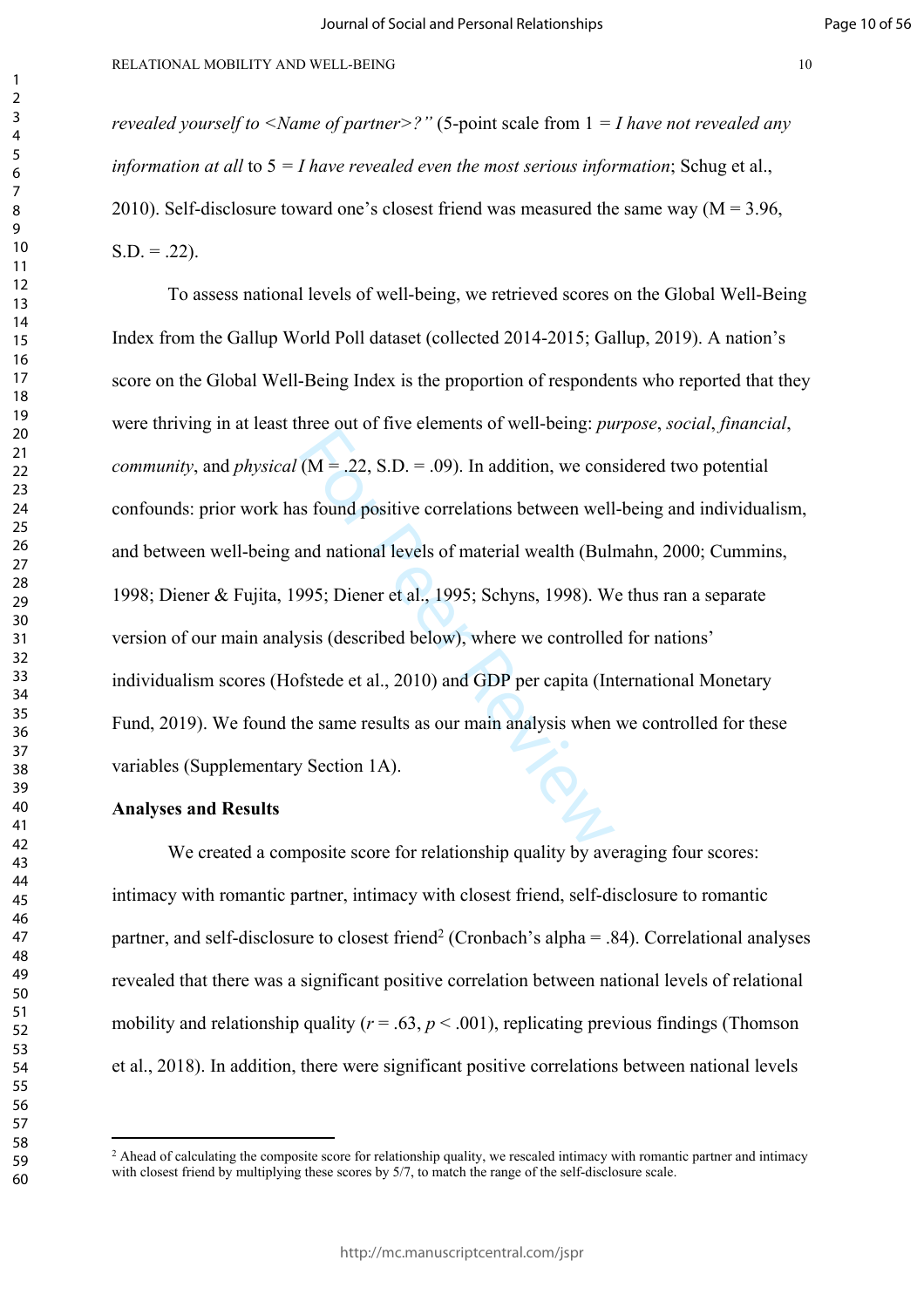*revealed yourself to <Name of partner>?"* (5-point scale from 1 = *I have not revealed any information at all* to 5 = *I have revealed even the most serious information*; Schug et al., 2010). Self-disclosure toward one's closest friend was measured the same way (M = 3.96, S.D. = .22).

To assess national levels of well-being, we retrieved scores on the Global Well-Being Index from the Gallup World Poll dataset (collected 2014-2015; Gallup, 2019). A nation's score on the Global Well-Being Index is the proportion of respondents who reported that they were thriving in at least three out of five elements of well-being: *purpose*, *social*, *financial*, *community*, and *physical* (M = .22, S.D. = .09). In addition, we considered two potential confounds: prior work has found positive correlations between well-being and individualism, and between well-being and national levels of material wealth (Bulmahn, 2000; Cummins, 1998; Diener & Fujita, 1995; Diener et al., 1995; Schyns, 1998). We thus ran a separate version of our main analysis (described below), where we controlled for nations' individualism scores (Hofstede et al., 2010) and GDP per capita (International Monetary Fund, 2019). We found the same results as our main analysis when we controlled for these variables (Supplementary Section 1A).

**Analyses and Results**

We created a composite score for relationship quality by averaging four scores: intimacy with romantic partner, intimacy with closest friend, self-disclosure to romantic partner, and self-disclosure to closest friend[2] (Cronbach's alpha = .84). Correlational analyses revealed that there was a significant positive correlation between national levels of relational mobility and relationship quality ($r = .63$, $p < .001$), replicating previous findings (Thomson et al., 2018). In addition, there were significant positive correlations between national levels

---

[2] Ahead of calculating the composite score for relationship quality, we rescaled intimacy with romantic partner and intimacy with closest friend by multiplying these scores by 5/7, to match the range of the self-disclosure scale.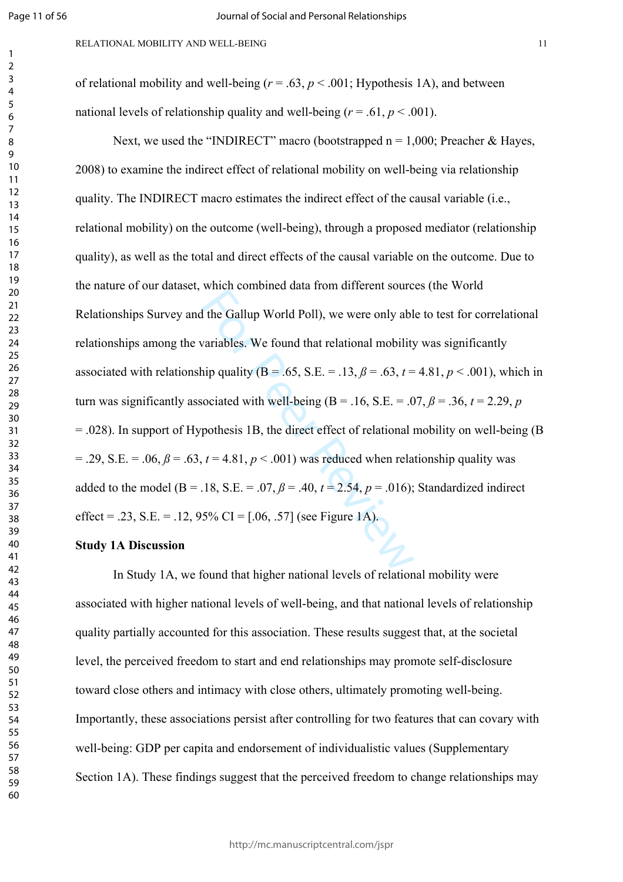of relational mobility and well-being ($r = .63$, $p < .001$; Hypothesis 1A), and between national levels of relationship quality and well-being ($r = .61$, $p < .001$).

Next, we used the "INDIRECT" macro (bootstrapped n = 1,000; Preacher & Hayes, 2008) to examine the indirect effect of relational mobility on well-being via relationship quality. The INDIRECT macro estimates the indirect effect of the causal variable (i.e., relational mobility) on the outcome (well-being), through a proposed mediator (relationship quality), as well as the total and direct effects of the causal variable on the outcome. Due to the nature of our dataset, which combined data from different sources (the World Relationships Survey and the Gallup World Poll), we were only able to test for correlational relationships among the variables. We found that relational mobility was significantly associated with relationship quality (B = .65, S.E. = .13, $\beta = .63$, $t = 4.81$, $p < .001$), which in turn was significantly associated with well-being (B = .16, S.E. = .07, $\beta = .36$, $t = 2.29$, $p = .028$). In support of Hypothesis 1B, the direct effect of relational mobility on well-being (B = .29, S.E. = .06, $\beta = .63$, $t = 4.81$, $p < .001$) was reduced when relationship quality was added to the model (B = .18, S.E. = .07, $\beta = .40$, $t = 2.54$, $p = .016$); Standardized indirect effect = .23, S.E. = .12, 95% CI = [.06, .57] (see Figure 1A).

**Study 1A Discussion**

In Study 1A, we found that higher national levels of relational mobility were associated with higher national levels of well-being, and that national levels of relationship quality partially accounted for this association. These results suggest that, at the societal level, the perceived freedom to start and end relationships may promote self-disclosure toward close others and intimacy with close others, ultimately promoting well-being. Importantly, these associations persist after controlling for two features that can covary with well-being: GDP per capita and endorsement of individualistic values (Supplementary Section 1A). These findings suggest that the perceived freedom to change relationships may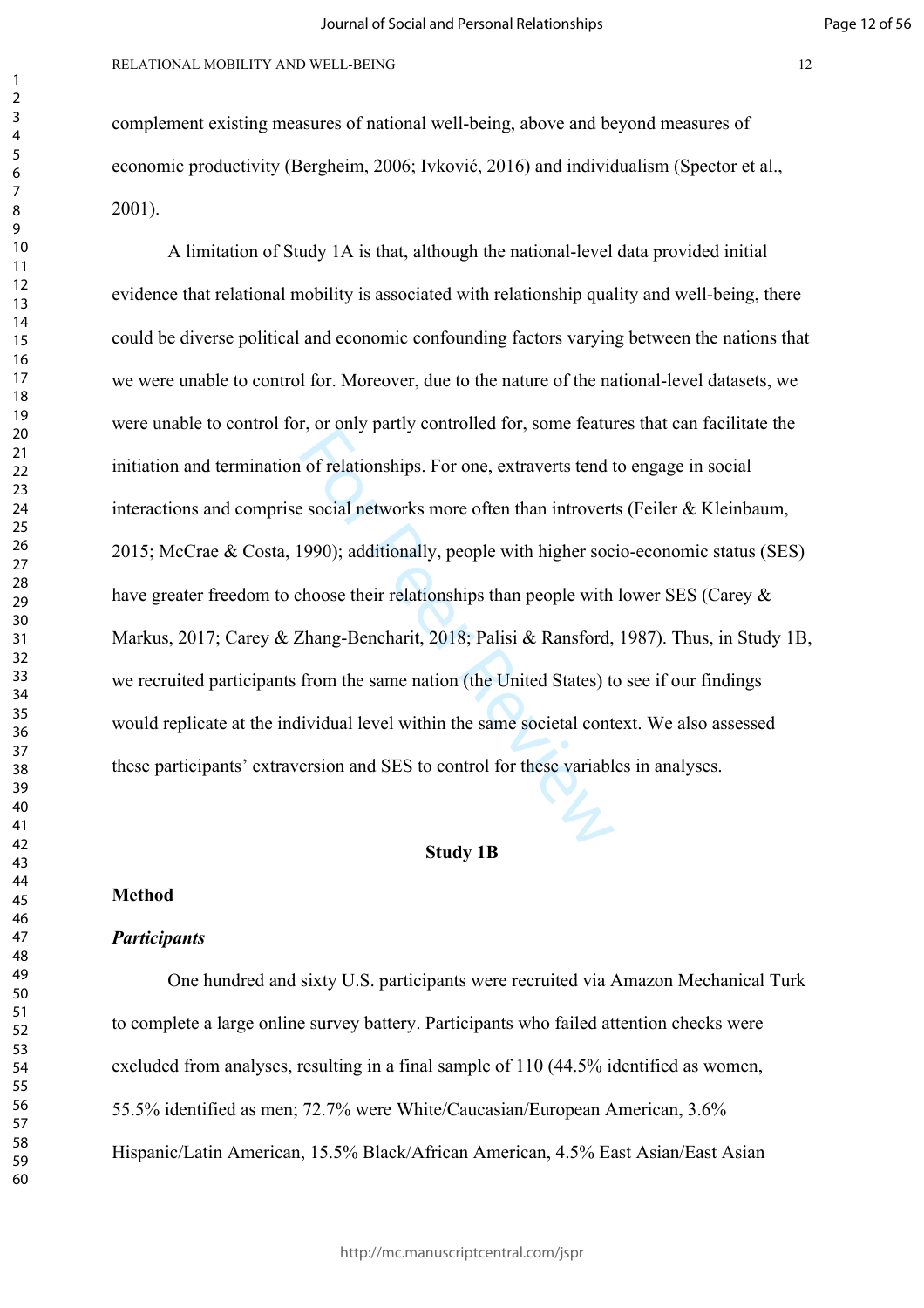complement existing measures of national well-being, above and beyond measures of economic productivity (Bergheim, 2006; Ivković, 2016) and individualism (Spector et al., 2001).

A limitation of Study 1A is that, although the national-level data provided initial evidence that relational mobility is associated with relationship quality and well-being, there could be diverse political and economic confounding factors varying between the nations that we were unable to control for. Moreover, due to the nature of the national-level datasets, we were unable to control for, or only partly controlled for, some features that can facilitate the initiation and termination of relationships. For one, extraverts tend to engage in social interactions and comprise social networks more often than introverts (Feiler & Kleinbaum, 2015; McCrae & Costa, 1990); additionally, people with higher socio-economic status (SES) have greater freedom to choose their relationships than people with lower SES (Carey & Markus, 2017; Carey & Zhang-Bencharit, 2018; Palisi & Ransford, 1987). Thus, in Study 1B, we recruited participants from the same nation (the United States) to see if our findings would replicate at the individual level within the same societal context. We also assessed these participants' extraversion and SES to control for these variables in analyses.

## Study 1B

### Method

#### *Participants*

One hundred and sixty U.S. participants were recruited via Amazon Mechanical Turk to complete a large online survey battery. Participants who failed attention checks were excluded from analyses, resulting in a final sample of 110 (44.5% identified as women, 55.5% identified as men; 72.7% were White/Caucasian/European American, 3.6% Hispanic/Latin American, 15.5% Black/African American, 4.5% East Asian/East Asian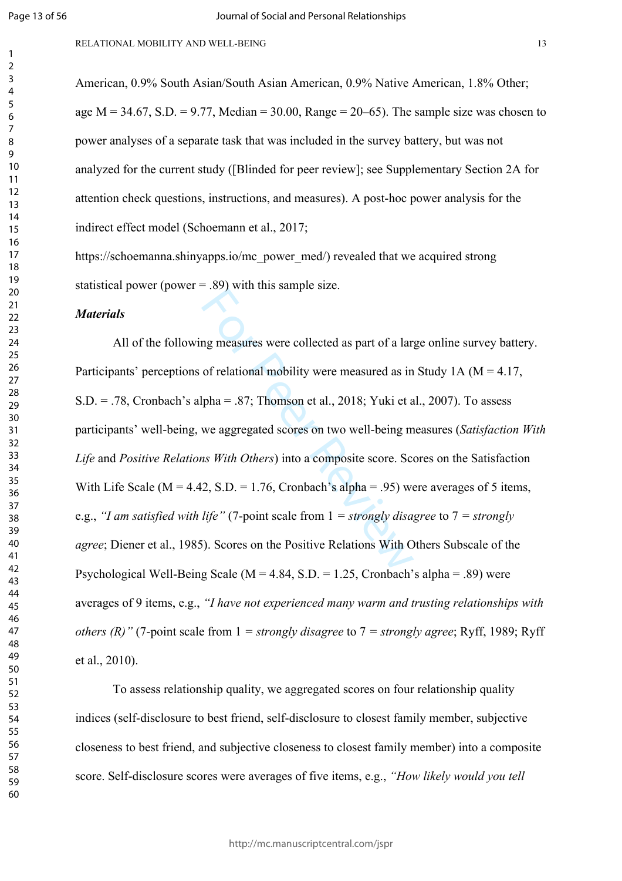American, 0.9% South Asian/South Asian American, 0.9% Native American, 1.8% Other; age M = 34.67, S.D. = 9.77, Median = 30.00, Range = 20–65). The sample size was chosen to power analyses of a separate task that was included in the survey battery, but was not analyzed for the current study ([Blinded for peer review]; see Supplementary Section 2A for attention check questions, instructions, and measures). A post-hoc power analysis for the indirect effect model (Schoemann et al., 2017; https://schoemanna.shinyapps.io/mc_power_med/) revealed that we acquired strong statistical power (power = .89) with this sample size.

***Materials***

All of the following measures were collected as part of a large online survey battery. Participants' perceptions of relational mobility were measured as in Study 1A (M = 4.17, S.D. = .78, Cronbach's alpha = .87; Thomson et al., 2018; Yuki et al., 2007). To assess participants' well-being, we aggregated scores on two well-being measures (*Satisfaction With Life* and *Positive Relations With Others*) into a composite score. Scores on the Satisfaction With Life Scale (M = 4.42, S.D. = 1.76, Cronbach's alpha = .95) were averages of 5 items, e.g., *"I am satisfied with life"* (7-point scale from 1 = *strongly disagree* to 7 = *strongly agree*; Diener et al., 1985). Scores on the Positive Relations With Others Subscale of the Psychological Well-Being Scale (M = 4.84, S.D. = 1.25, Cronbach's alpha = .89) were averages of 9 items, e.g., *"I have not experienced many warm and trusting relationships with others (R)"* (7-point scale from 1 = *strongly disagree* to 7 = *strongly agree*; Ryff, 1989; Ryff et al., 2010).

To assess relationship quality, we aggregated scores on four relationship quality indices (self-disclosure to best friend, self-disclosure to closest family member, subjective closeness to best friend, and subjective closeness to closest family member) into a composite score. Self-disclosure scores were averages of five items, e.g., *"How likely would you tell*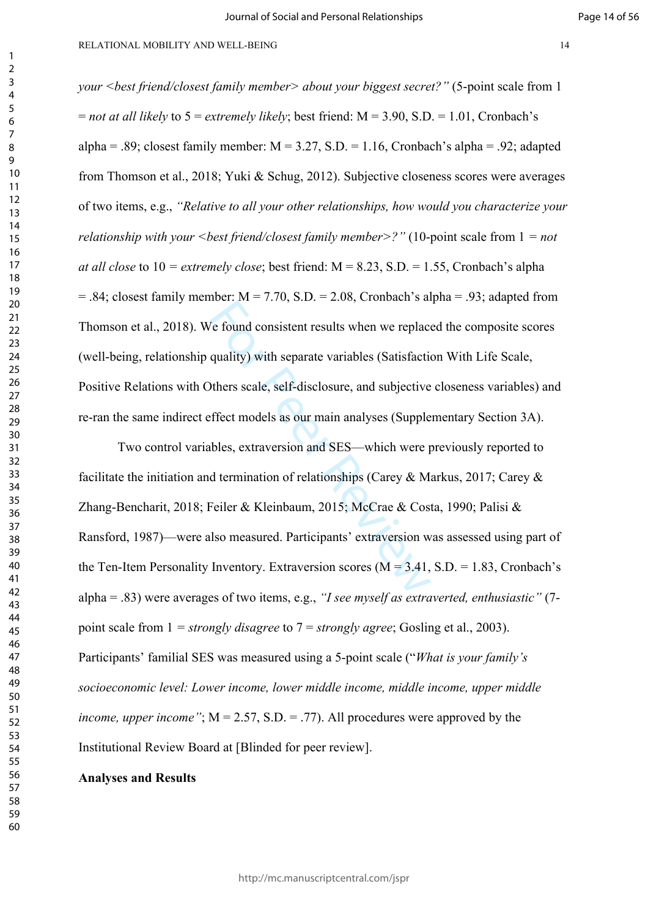*your <best friend/closest family member> about your biggest secret?"* (5-point scale from 1 = *not at all likely* to 5 = *extremely likely*; best friend: M = 3.90, S.D. = 1.01, Cronbach's alpha = .89; closest family member: M = 3.27, S.D. = 1.16, Cronbach's alpha = .92; adapted from Thomson et al., 2018; Yuki & Schug, 2012). Subjective closeness scores were averages of two items, e.g., *"Relative to all your other relationships, how would you characterize your relationship with your <best friend/closest family member>?"* (10-point scale from 1 = *not at all close* to 10 = *extremely close*; best friend: M = 8.23, S.D. = 1.55, Cronbach's alpha = .84; closest family member: M = 7.70, S.D. = 2.08, Cronbach's alpha = .93; adapted from Thomson et al., 2018). We found consistent results when we replaced the composite scores (well-being, relationship quality) with separate variables (Satisfaction With Life Scale, Positive Relations with Others scale, self-disclosure, and subjective closeness variables) and re-ran the same indirect effect models as our main analyses (Supplementary Section 3A).

Two control variables, extraversion and SES—which were previously reported to facilitate the initiation and termination of relationships (Carey & Markus, 2017; Carey & Zhang-Bencharit, 2018; Feiler & Kleinbaum, 2015; McCrae & Costa, 1990; Palisi & Ransford, 1987)—were also measured. Participants' extraversion was assessed using part of the Ten-Item Personality Inventory. Extraversion scores (M = 3.41, S.D. = 1.83, Cronbach's alpha = .83) were averages of two items, e.g., *"I see myself as extraverted, enthusiastic"* (7-point scale from 1 = *strongly disagree* to 7 = *strongly agree*; Gosling et al., 2003). Participants' familial SES was measured using a 5-point scale ("*What is your family's socioeconomic level: Lower income, lower middle income, middle income, upper middle income, upper income"*; M = 2.57, S.D. = .77). All procedures were approved by the Institutional Review Board at [Blinded for peer review].

**Analyses and Results**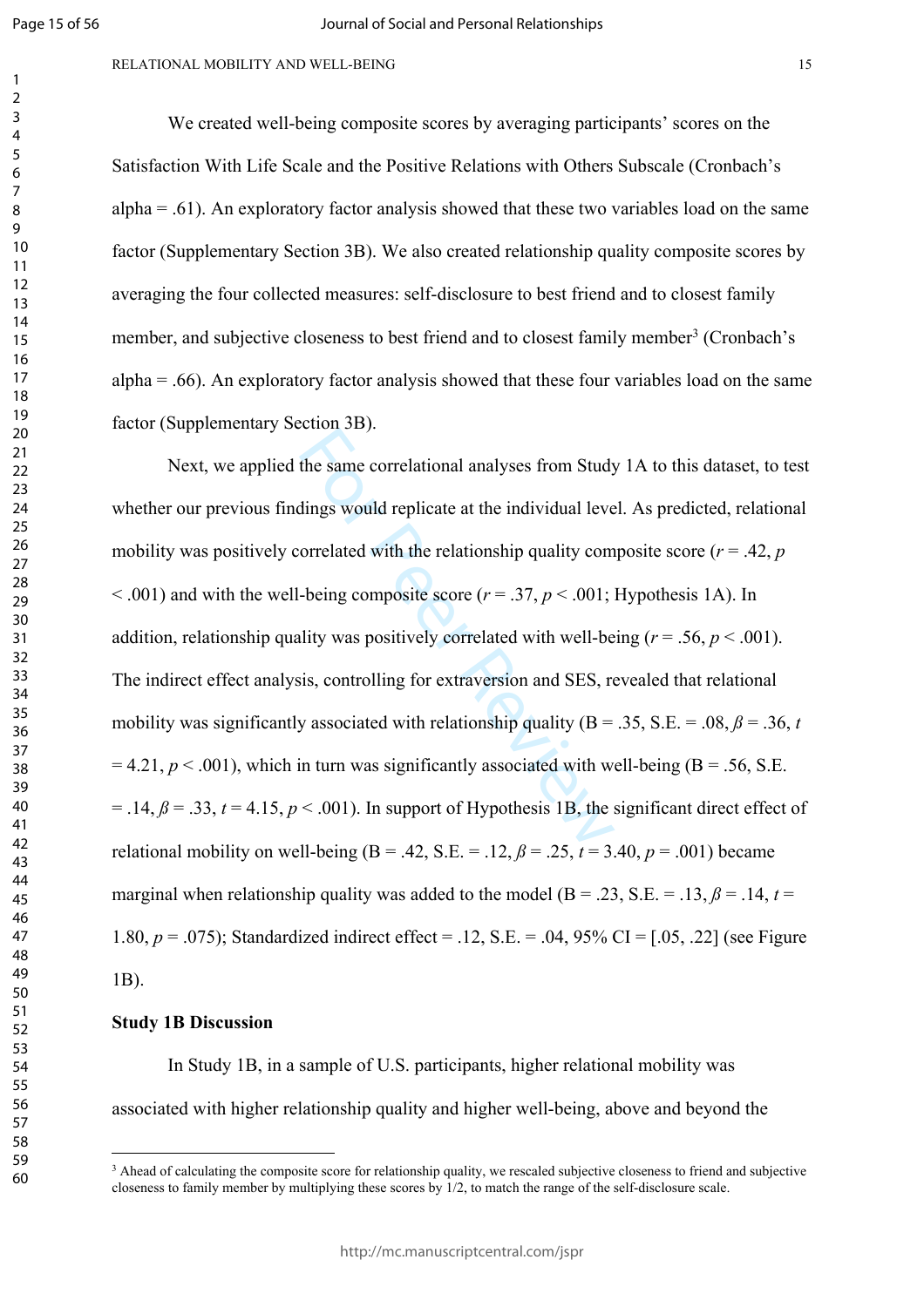We created well-being composite scores by averaging participants' scores on the Satisfaction With Life Scale and the Positive Relations with Others Subscale (Cronbach's alpha = .61). An exploratory factor analysis showed that these two variables load on the same factor (Supplementary Section 3B). We also created relationship quality composite scores by averaging the four collected measures: self-disclosure to best friend and to closest family member, and subjective closeness to best friend and to closest family member[3] (Cronbach's alpha = .66). An exploratory factor analysis showed that these four variables load on the same factor (Supplementary Section 3B).

Next, we applied the same correlational analyses from Study 1A to this dataset, to test whether our previous findings would replicate at the individual level. As predicted, relational mobility was positively correlated with the relationship quality composite score ($r = .42$, $p < .001$) and with the well-being composite score ($r = .37$, $p < .001$; Hypothesis 1A). In addition, relationship quality was positively correlated with well-being ($r = .56$, $p < .001$). The indirect effect analysis, controlling for extraversion and SES, revealed that relational mobility was significantly associated with relationship quality (B = .35, S.E. = .08, $\beta = .36$, $t = 4.21$, $p < .001$), which in turn was significantly associated with well-being (B = .56, S.E. = .14, $\beta = .33$, $t = 4.15$, $p < .001$). In support of Hypothesis 1B, the significant direct effect of relational mobility on well-being (B = .42, S.E. = .12, $\beta = .25$, $t = 3.40$, $p = .001$) became marginal when relationship quality was added to the model (B = .23, S.E. = .13, $\beta = .14$, $t = 1.80$, $p = .075$); Standardized indirect effect = .12, S.E. = .04, 95% CI = [.05, .22] (see Figure 1B).

**Study 1B Discussion**

In Study 1B, in a sample of U.S. participants, higher relational mobility was associated with higher relationship quality and higher well-being, above and beyond the

---

[3] Ahead of calculating the composite score for relationship quality, we rescaled subjective closeness to friend and subjective closeness to family member by multiplying these scores by 1/2, to match the range of the self-disclosure scale.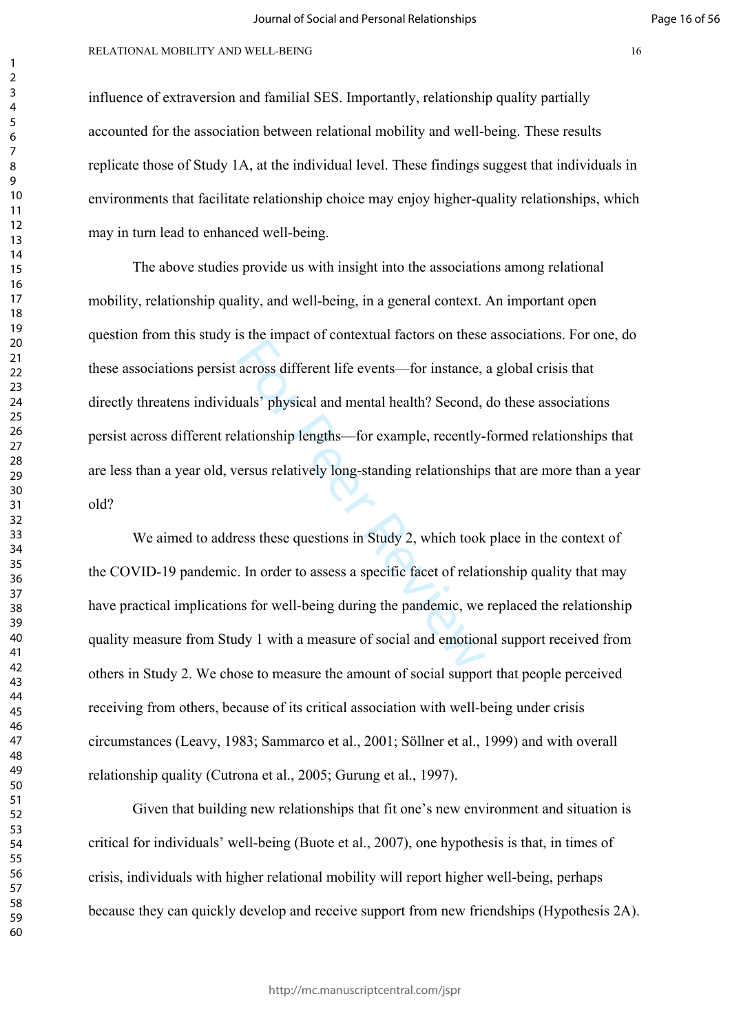influence of extraversion and familial SES. Importantly, relationship quality partially accounted for the association between relational mobility and well-being. These results replicate those of Study 1A, at the individual level. These findings suggest that individuals in environments that facilitate relationship choice may enjoy higher-quality relationships, which may in turn lead to enhanced well-being.

The above studies provide us with insight into the associations among relational mobility, relationship quality, and well-being, in a general context. An important open question from this study is the impact of contextual factors on these associations. For one, do these associations persist across different life events—for instance, a global crisis that directly threatens individuals' physical and mental health? Second, do these associations persist across different relationship lengths—for example, recently-formed relationships that are less than a year old, versus relatively long-standing relationships that are more than a year old?

We aimed to address these questions in Study 2, which took place in the context of the COVID-19 pandemic. In order to assess a specific facet of relationship quality that may have practical implications for well-being during the pandemic, we replaced the relationship quality measure from Study 1 with a measure of social and emotional support received from others in Study 2. We chose to measure the amount of social support that people perceived receiving from others, because of its critical association with well-being under crisis circumstances (Leavy, 1983; Sammarco et al., 2001; Söllner et al., 1999) and with overall relationship quality (Cutrona et al., 2005; Gurung et al., 1997).

Given that building new relationships that fit one's new environment and situation is critical for individuals' well-being (Buote et al., 2007), one hypothesis is that, in times of crisis, individuals with higher relational mobility will report higher well-being, perhaps because they can quickly develop and receive support from new friendships (Hypothesis 2A).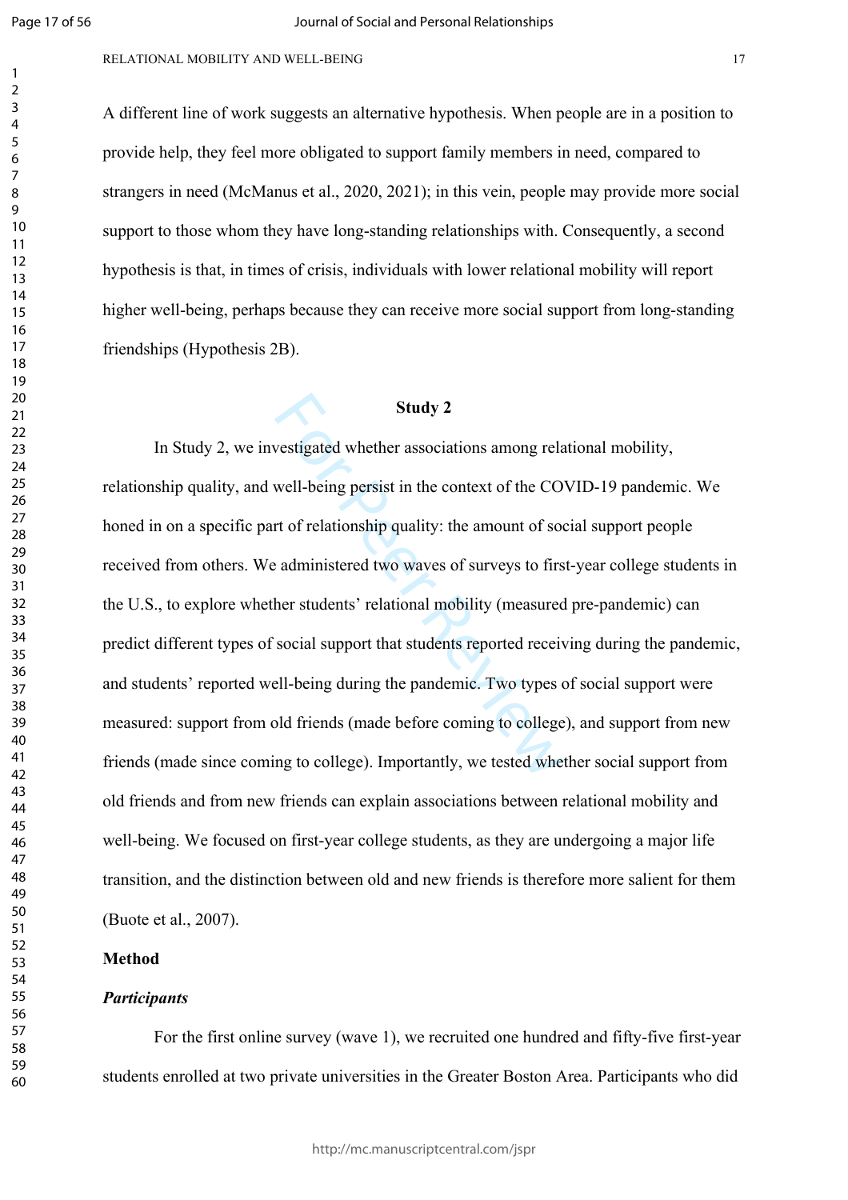A different line of work suggests an alternative hypothesis. When people are in a position to provide help, they feel more obligated to support family members in need, compared to strangers in need (McManus et al., 2020, 2021); in this vein, people may provide more social support to those whom they have long-standing relationships with. Consequently, a second hypothesis is that, in times of crisis, individuals with lower relational mobility will report higher well-being, perhaps because they can receive more social support from long-standing friendships (Hypothesis 2B).

## Study 2

In Study 2, we investigated whether associations among relational mobility, relationship quality, and well-being persist in the context of the COVID-19 pandemic. We honed in on a specific part of relationship quality: the amount of social support people received from others. We administered two waves of surveys to first-year college students in the U.S., to explore whether students' relational mobility (measured pre-pandemic) can predict different types of social support that students reported receiving during the pandemic, and students' reported well-being during the pandemic. Two types of social support were measured: support from old friends (made before coming to college), and support from new friends (made since coming to college). Importantly, we tested whether social support from old friends and from new friends can explain associations between relational mobility and well-being. We focused on first-year college students, as they are undergoing a major life transition, and the distinction between old and new friends is therefore more salient for them (Buote et al., 2007).

### Method

#### *Participants*

For the first online survey (wave 1), we recruited one hundred and fifty-five first-year students enrolled at two private universities in the Greater Boston Area. Participants who did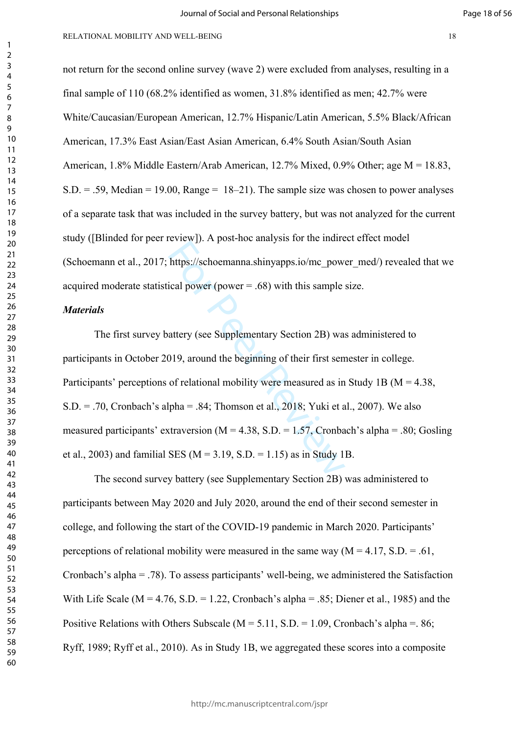not return for the second online survey (wave 2) were excluded from analyses, resulting in a final sample of 110 (68.2% identified as women, 31.8% identified as men; 42.7% were White/Caucasian/European American, 12.7% Hispanic/Latin American, 5.5% Black/African American, 17.3% East Asian/East Asian American, 6.4% South Asian/South Asian American, 1.8% Middle Eastern/Arab American, 12.7% Mixed, 0.9% Other; age M = 18.83, S.D. = .59, Median = 19.00, Range = 18–21). The sample size was chosen to power analyses of a separate task that was included in the survey battery, but was not analyzed for the current study ([Blinded for peer review]). A post-hoc analysis for the indirect effect model (Schoemann et al., 2017; https://schoemanna.shinyapps.io/mc_power_med/) revealed that we acquired moderate statistical power (power = .68) with this sample size.

***Materials***

The first survey battery (see Supplementary Section 2B) was administered to participants in October 2019, around the beginning of their first semester in college. Participants' perceptions of relational mobility were measured as in Study 1B (M = 4.38, S.D. = .70, Cronbach's alpha = .84; Thomson et al., 2018; Yuki et al., 2007). We also measured participants' extraversion (M = 4.38, S.D. = 1.57, Cronbach's alpha = .80; Gosling et al., 2003) and familial SES (M = 3.19, S.D. = 1.15) as in Study 1B.

The second survey battery (see Supplementary Section 2B) was administered to participants between May 2020 and July 2020, around the end of their second semester in college, and following the start of the COVID-19 pandemic in March 2020. Participants' perceptions of relational mobility were measured in the same way (M = 4.17, S.D. = .61, Cronbach's alpha = .78). To assess participants' well-being, we administered the Satisfaction With Life Scale (M = 4.76, S.D. = 1.22, Cronbach's alpha = .85; Diener et al., 1985) and the Positive Relations with Others Subscale (M = 5.11, S.D. = 1.09, Cronbach's alpha =. 86; Ryff, 1989; Ryff et al., 2010). As in Study 1B, we aggregated these scores into a composite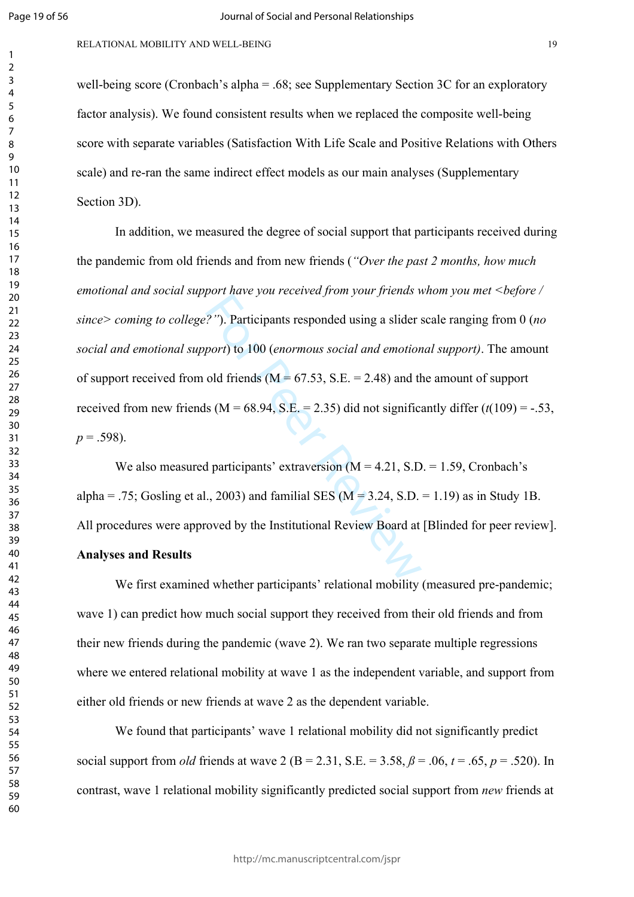well-being score (Cronbach's alpha = .68; see Supplementary Section 3C for an exploratory factor analysis). We found consistent results when we replaced the composite well-being score with separate variables (Satisfaction With Life Scale and Positive Relations with Others scale) and re-ran the same indirect effect models as our main analyses (Supplementary Section 3D).

In addition, we measured the degree of social support that participants received during the pandemic from old friends and from new friends (*"Over the past 2 months, how much emotional and social support have you received from your friends whom you met <before / since> coming to college?"*). Participants responded using a slider scale ranging from 0 (*no social and emotional support*) to 100 (*enormous social and emotional support)*. The amount of support received from old friends (M = 67.53, S.E. = 2.48) and the amount of support received from new friends (M = 68.94, S.E. = 2.35) did not significantly differ ($t(109) = -.53$, $p = .598$).

We also measured participants' extraversion (M = 4.21, S.D. = 1.59, Cronbach's alpha = .75; Gosling et al., 2003) and familial SES (M = 3.24, S.D. = 1.19) as in Study 1B. All procedures were approved by the Institutional Review Board at [Blinded for peer review].

**Analyses and Results**

We first examined whether participants' relational mobility (measured pre-pandemic; wave 1) can predict how much social support they received from their old friends and from their new friends during the pandemic (wave 2). We ran two separate multiple regressions where we entered relational mobility at wave 1 as the independent variable, and support from either old friends or new friends at wave 2 as the dependent variable.

We found that participants' wave 1 relational mobility did not significantly predict social support from *old* friends at wave 2 (B = 2.31, S.E. = 3.58, $\beta = .06$, $t = .65$, $p = .520$). In contrast, wave 1 relational mobility significantly predicted social support from *new* friends at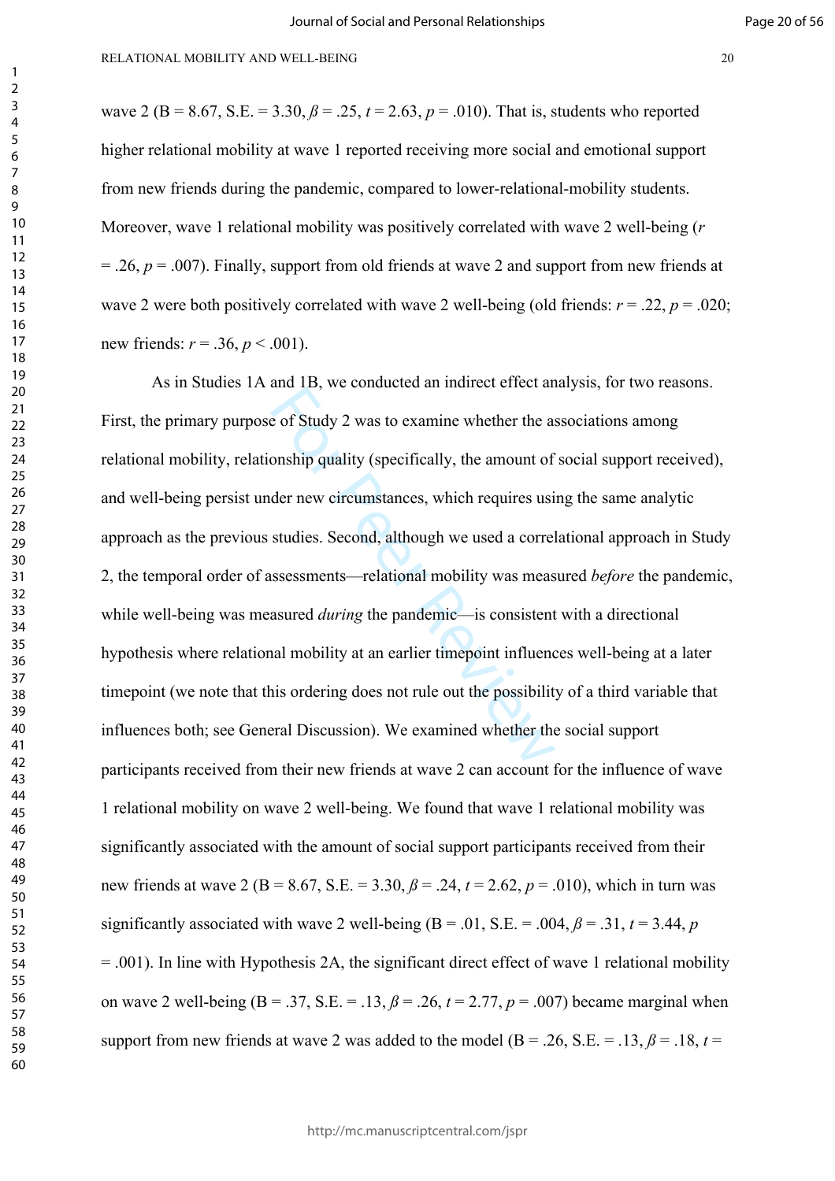wave 2 (B = 8.67, S.E. = 3.30, $\beta = .25$, $t = 2.63$, $p = .010$). That is, students who reported higher relational mobility at wave 1 reported receiving more social and emotional support from new friends during the pandemic, compared to lower-relational-mobility students. Moreover, wave 1 relational mobility was positively correlated with wave 2 well-being ($r = .26$, $p = .007$). Finally, support from old friends at wave 2 and support from new friends at wave 2 were both positively correlated with wave 2 well-being (old friends: $r = .22$, $p = .020$; new friends: $r = .36$, $p < .001$).

As in Studies 1A and 1B, we conducted an indirect effect analysis, for two reasons. First, the primary purpose of Study 2 was to examine whether the associations among relational mobility, relationship quality (specifically, the amount of social support received), and well-being persist under new circumstances, which requires using the same analytic approach as the previous studies. Second, although we used a correlational approach in Study 2, the temporal order of assessments—relational mobility was measured *before* the pandemic, while well-being was measured *during* the pandemic—is consistent with a directional hypothesis where relational mobility at an earlier timepoint influences well-being at a later timepoint (we note that this ordering does not rule out the possibility of a third variable that influences both; see General Discussion). We examined whether the social support participants received from their new friends at wave 2 can account for the influence of wave 1 relational mobility on wave 2 well-being. We found that wave 1 relational mobility was significantly associated with the amount of social support participants received from their new friends at wave 2 (B = 8.67, S.E. = 3.30, $\beta = .24$, $t = 2.62$, $p = .010$), which in turn was significantly associated with wave 2 well-being (B = .01, S.E. = .004, $\beta = .31$, $t = 3.44$, $p = .001$). In line with Hypothesis 2A, the significant direct effect of wave 1 relational mobility on wave 2 well-being (B = .37, S.E. = .13, $\beta = .26$, $t = 2.77$, $p = .007$) became marginal when support from new friends at wave 2 was added to the model (B = .26, S.E. = .13, $\beta = .18$, $t =$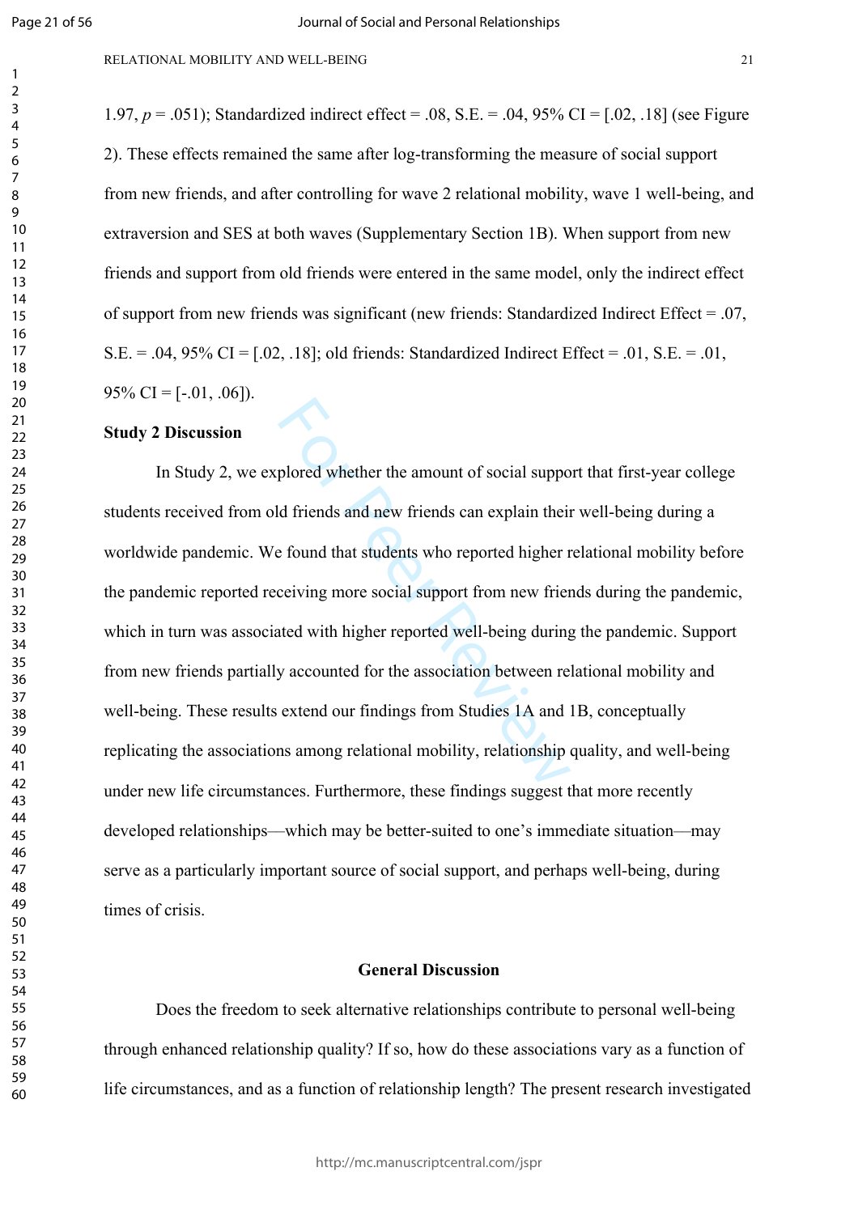1.97, $p$ = .051); Standardized indirect effect = .08, S.E. = .04, 95% CI = [.02, .18] (see Figure 2). These effects remained the same after log-transforming the measure of social support from new friends, and after controlling for wave 2 relational mobility, wave 1 well-being, and extraversion and SES at both waves (Supplementary Section 1B). When support from new friends and support from old friends were entered in the same model, only the indirect effect of support from new friends was significant (new friends: Standardized Indirect Effect = .07, S.E. = .04, 95% CI = [.02, .18]; old friends: Standardized Indirect Effect = .01, S.E. = .01, 95% CI = [-.01, .06]).

**Study 2 Discussion**

In Study 2, we explored whether the amount of social support that first-year college students received from old friends and new friends can explain their well-being during a worldwide pandemic. We found that students who reported higher relational mobility before the pandemic reported receiving more social support from new friends during the pandemic, which in turn was associated with higher reported well-being during the pandemic. Support from new friends partially accounted for the association between relational mobility and well-being. These results extend our findings from Studies 1A and 1B, conceptually replicating the associations among relational mobility, relationship quality, and well-being under new life circumstances. Furthermore, these findings suggest that more recently developed relationships—which may be better-suited to one's immediate situation—may serve as a particularly important source of social support, and perhaps well-being, during times of crisis.

## General Discussion

Does the freedom to seek alternative relationships contribute to personal well-being through enhanced relationship quality? If so, how do these associations vary as a function of life circumstances, and as a function of relationship length? The present research investigated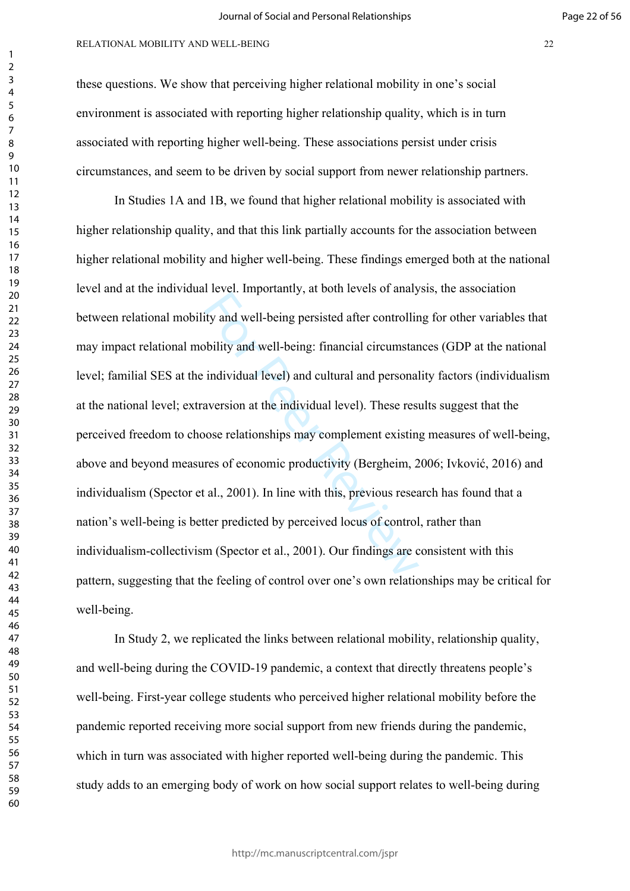these questions. We show that perceiving higher relational mobility in one's social environment is associated with reporting higher relationship quality, which is in turn associated with reporting higher well-being. These associations persist under crisis circumstances, and seem to be driven by social support from newer relationship partners.

In Studies 1A and 1B, we found that higher relational mobility is associated with higher relationship quality, and that this link partially accounts for the association between higher relational mobility and higher well-being. These findings emerged both at the national level and at the individual level. Importantly, at both levels of analysis, the association between relational mobility and well-being persisted after controlling for other variables that may impact relational mobility and well-being: financial circumstances (GDP at the national level; familial SES at the individual level) and cultural and personality factors (individualism at the national level; extraversion at the individual level). These results suggest that the perceived freedom to choose relationships may complement existing measures of well-being, above and beyond measures of economic productivity (Bergheim, 2006; Ivković, 2016) and individualism (Spector et al., 2001). In line with this, previous research has found that a nation's well-being is better predicted by perceived locus of control, rather than individualism-collectivism (Spector et al., 2001). Our findings are consistent with this pattern, suggesting that the feeling of control over one's own relationships may be critical for well-being.

In Study 2, we replicated the links between relational mobility, relationship quality, and well-being during the COVID-19 pandemic, a context that directly threatens people's well-being. First-year college students who perceived higher relational mobility before the pandemic reported receiving more social support from new friends during the pandemic, which in turn was associated with higher reported well-being during the pandemic. This study adds to an emerging body of work on how social support relates to well-being during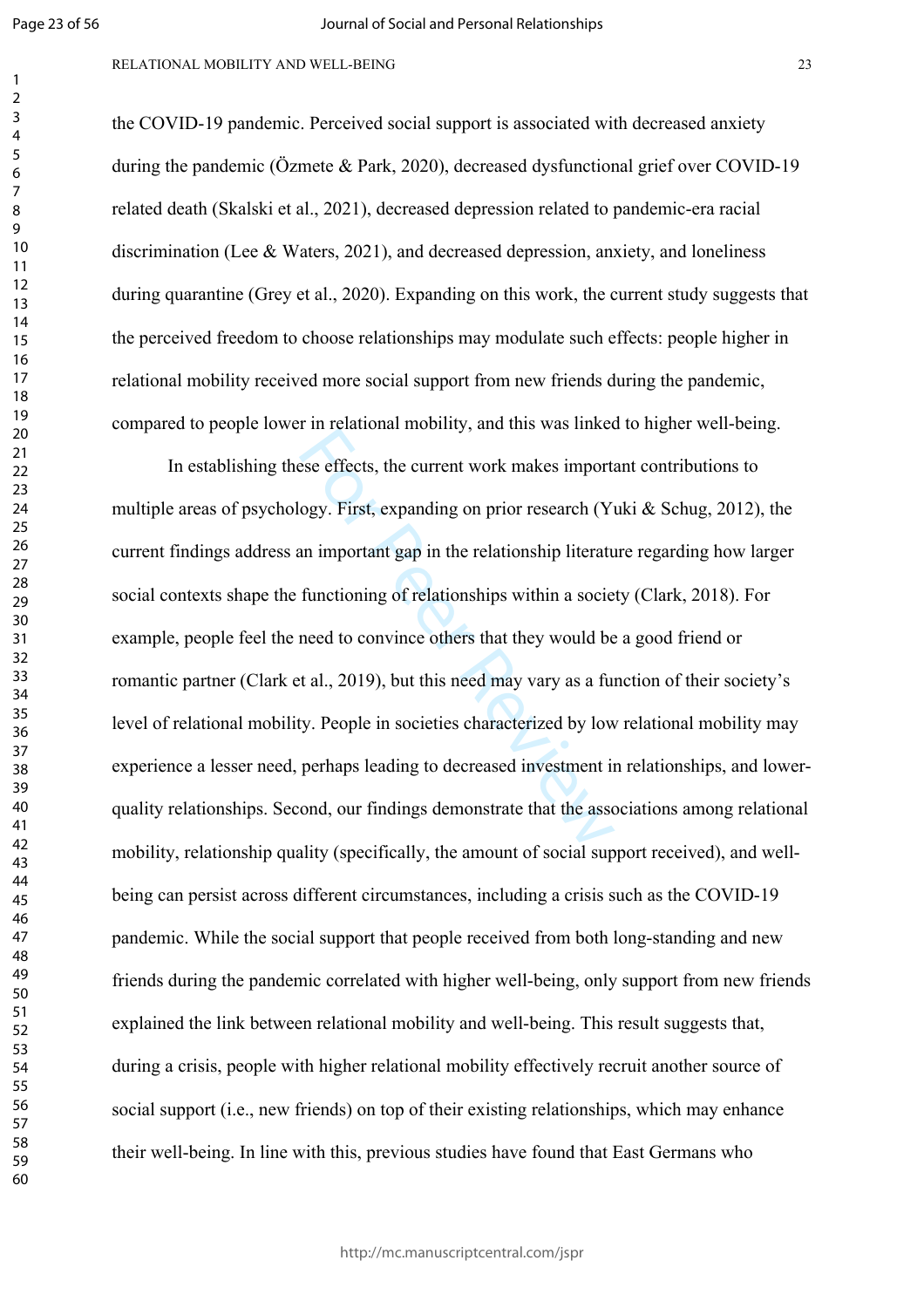the COVID-19 pandemic. Perceived social support is associated with decreased anxiety during the pandemic (Özmete & Park, 2020), decreased dysfunctional grief over COVID-19 related death (Skalski et al., 2021), decreased depression related to pandemic-era racial discrimination (Lee & Waters, 2021), and decreased depression, anxiety, and loneliness during quarantine (Grey et al., 2020). Expanding on this work, the current study suggests that the perceived freedom to choose relationships may modulate such effects: people higher in relational mobility received more social support from new friends during the pandemic, compared to people lower in relational mobility, and this was linked to higher well-being.

In establishing these effects, the current work makes important contributions to multiple areas of psychology. First, expanding on prior research (Yuki & Schug, 2012), the current findings address an important gap in the relationship literature regarding how larger social contexts shape the functioning of relationships within a society (Clark, 2018). For example, people feel the need to convince others that they would be a good friend or romantic partner (Clark et al., 2019), but this need may vary as a function of their society's level of relational mobility. People in societies characterized by low relational mobility may experience a lesser need, perhaps leading to decreased investment in relationships, and lower-quality relationships. Second, our findings demonstrate that the associations among relational mobility, relationship quality (specifically, the amount of social support received), and well-being can persist across different circumstances, including a crisis such as the COVID-19 pandemic. While the social support that people received from both long-standing and new friends during the pandemic correlated with higher well-being, only support from new friends explained the link between relational mobility and well-being. This result suggests that, during a crisis, people with higher relational mobility effectively recruit another source of social support (i.e., new friends) on top of their existing relationships, which may enhance their well-being. In line with this, previous studies have found that East Germans who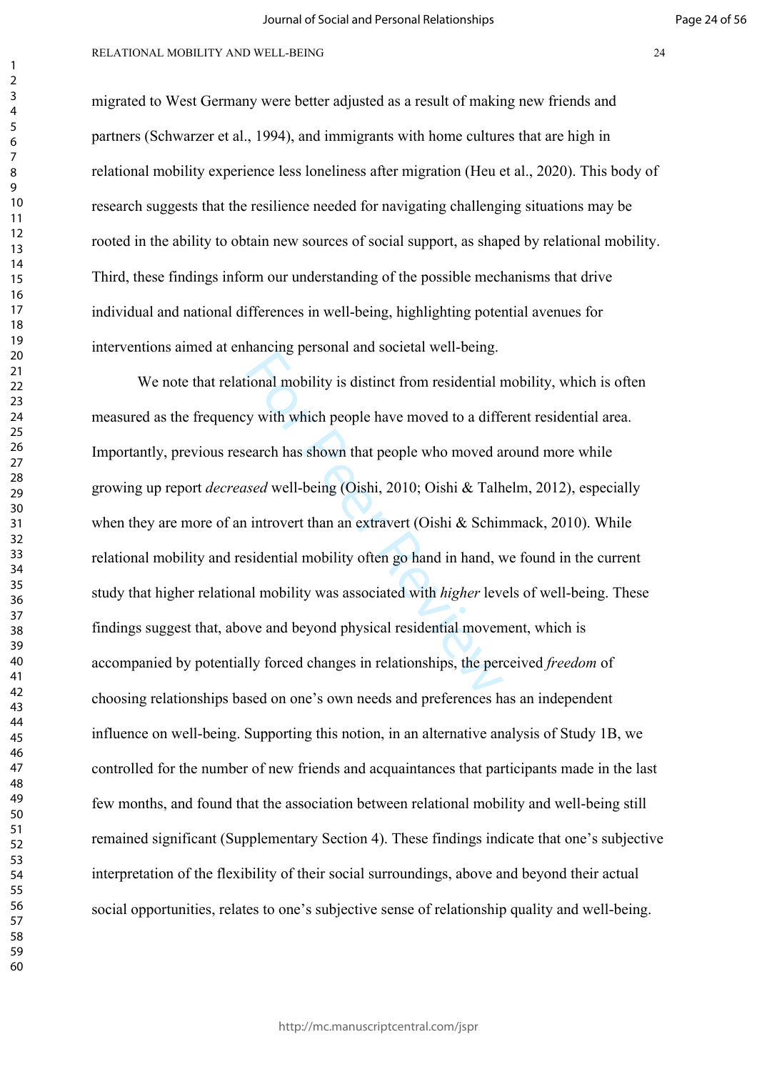migrated to West Germany were better adjusted as a result of making new friends and partners (Schwarzer et al., 1994), and immigrants with home cultures that are high in relational mobility experience less loneliness after migration (Heu et al., 2020). This body of research suggests that the resilience needed for navigating challenging situations may be rooted in the ability to obtain new sources of social support, as shaped by relational mobility. Third, these findings inform our understanding of the possible mechanisms that drive individual and national differences in well-being, highlighting potential avenues for interventions aimed at enhancing personal and societal well-being.

We note that relational mobility is distinct from residential mobility, which is often measured as the frequency with which people have moved to a different residential area. Importantly, previous research has shown that people who moved around more while growing up report *decreased* well-being (Oishi, 2010; Oishi & Talhelm, 2012), especially when they are more of an introvert than an extravert (Oishi & Schimmack, 2010). While relational mobility and residential mobility often go hand in hand, we found in the current study that higher relational mobility was associated with *higher* levels of well-being. These findings suggest that, above and beyond physical residential movement, which is accompanied by potentially forced changes in relationships, the perceived *freedom* of choosing relationships based on one's own needs and preferences has an independent influence on well-being. Supporting this notion, in an alternative analysis of Study 1B, we controlled for the number of new friends and acquaintances that participants made in the last few months, and found that the association between relational mobility and well-being still remained significant (Supplementary Section 4). These findings indicate that one's subjective interpretation of the flexibility of their social surroundings, above and beyond their actual social opportunities, relates to one's subjective sense of relationship quality and well-being.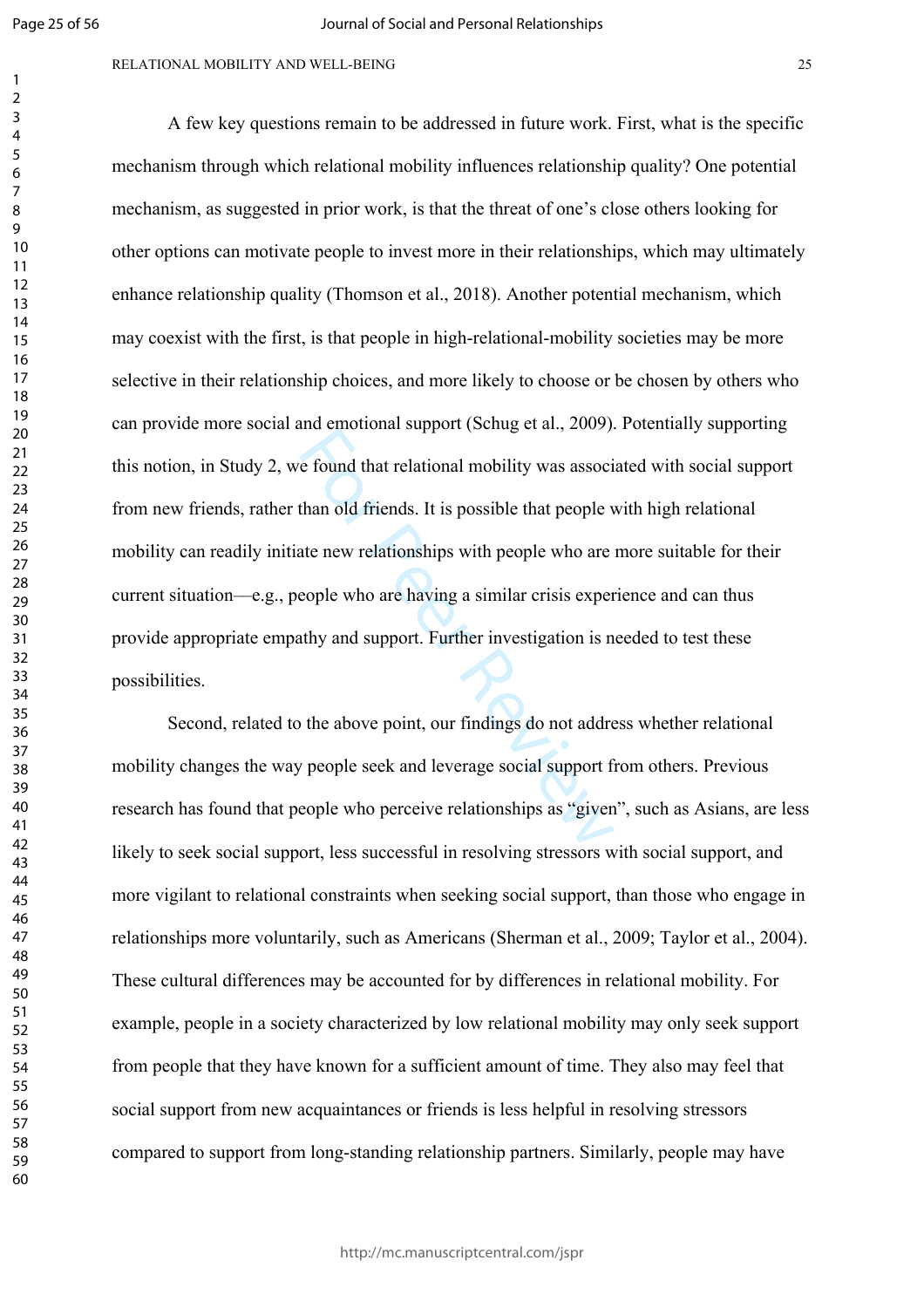A few key questions remain to be addressed in future work. First, what is the specific mechanism through which relational mobility influences relationship quality? One potential mechanism, as suggested in prior work, is that the threat of one's close others looking for other options can motivate people to invest more in their relationships, which may ultimately enhance relationship quality (Thomson et al., 2018). Another potential mechanism, which may coexist with the first, is that people in high-relational-mobility societies may be more selective in their relationship choices, and more likely to choose or be chosen by others who can provide more social and emotional support (Schug et al., 2009). Potentially supporting this notion, in Study 2, we found that relational mobility was associated with social support from new friends, rather than old friends. It is possible that people with high relational mobility can readily initiate new relationships with people who are more suitable for their current situation—e.g., people who are having a similar crisis experience and can thus provide appropriate empathy and support. Further investigation is needed to test these possibilities.

Second, related to the above point, our findings do not address whether relational mobility changes the way people seek and leverage social support from others. Previous research has found that people who perceive relationships as "given", such as Asians, are less likely to seek social support, less successful in resolving stressors with social support, and more vigilant to relational constraints when seeking social support, than those who engage in relationships more voluntarily, such as Americans (Sherman et al., 2009; Taylor et al., 2004). These cultural differences may be accounted for by differences in relational mobility. For example, people in a society characterized by low relational mobility may only seek support from people that they have known for a sufficient amount of time. They also may feel that social support from new acquaintances or friends is less helpful in resolving stressors compared to support from long-standing relationship partners. Similarly, people may have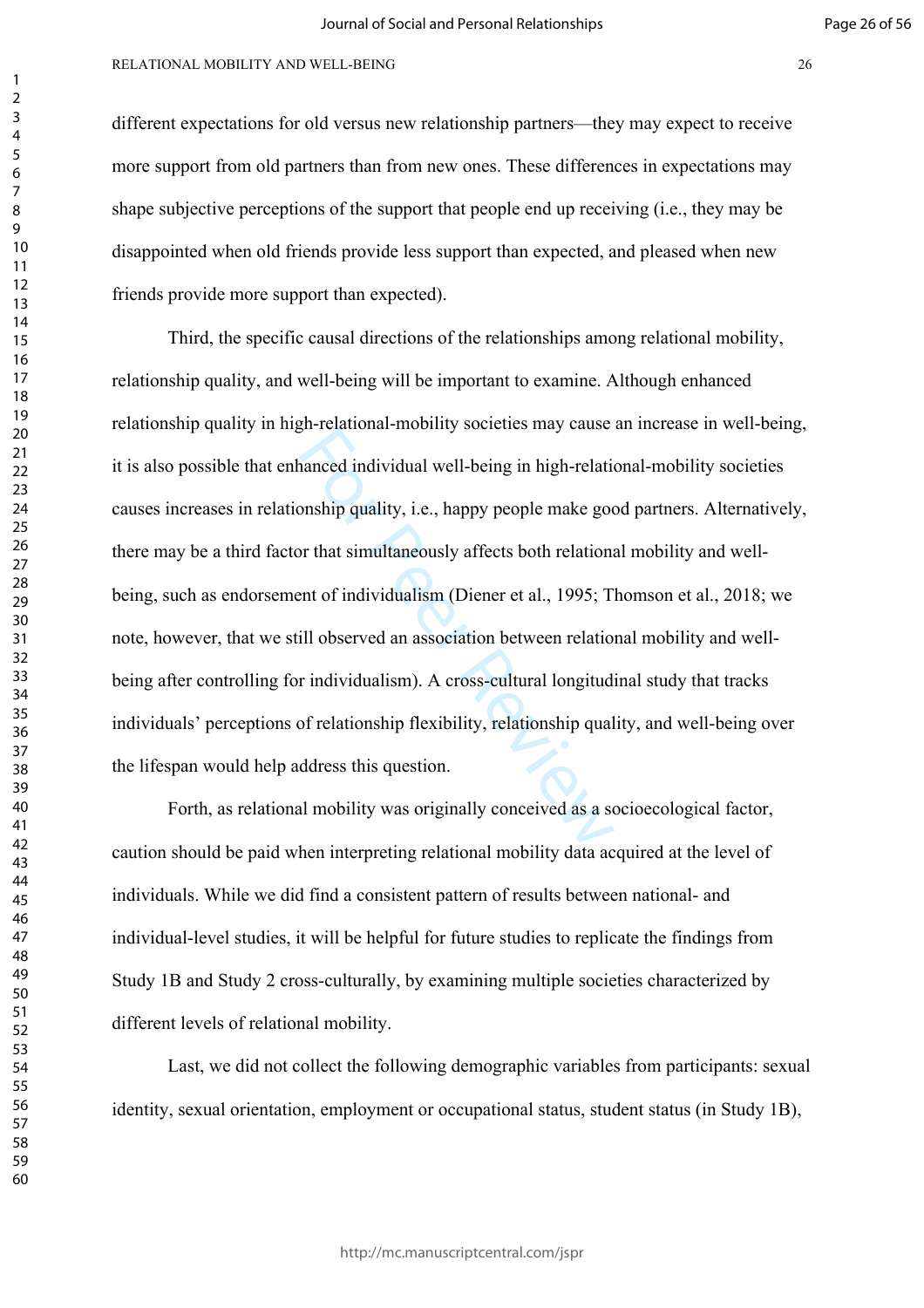different expectations for old versus new relationship partners—they may expect to receive more support from old partners than from new ones. These differences in expectations may shape subjective perceptions of the support that people end up receiving (i.e., they may be disappointed when old friends provide less support than expected, and pleased when new friends provide more support than expected).

Third, the specific causal directions of the relationships among relational mobility, relationship quality, and well-being will be important to examine. Although enhanced relationship quality in high-relational-mobility societies may cause an increase in well-being, it is also possible that enhanced individual well-being in high-relational-mobility societies causes increases in relationship quality, i.e., happy people make good partners. Alternatively, there may be a third factor that simultaneously affects both relational mobility and well-being, such as endorsement of individualism (Diener et al., 1995; Thomson et al., 2018; we note, however, that we still observed an association between relational mobility and well-being after controlling for individualism). A cross-cultural longitudinal study that tracks individuals' perceptions of relationship flexibility, relationship quality, and well-being over the lifespan would help address this question.

Forth, as relational mobility was originally conceived as a socioecological factor, caution should be paid when interpreting relational mobility data acquired at the level of individuals. While we did find a consistent pattern of results between national- and individual-level studies, it will be helpful for future studies to replicate the findings from Study 1B and Study 2 cross-culturally, by examining multiple societies characterized by different levels of relational mobility.

Last, we did not collect the following demographic variables from participants: sexual identity, sexual orientation, employment or occupational status, student status (in Study 1B),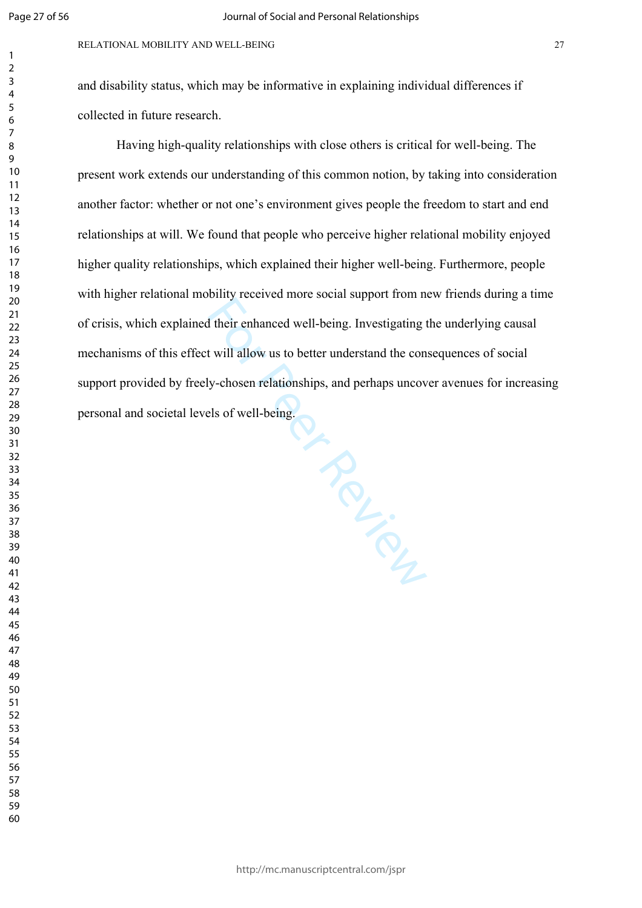and disability status, which may be informative in explaining individual differences if collected in future research.

Having high-quality relationships with close others is critical for well-being. The present work extends our understanding of this common notion, by taking into consideration another factor: whether or not one's environment gives people the freedom to start and end relationships at will. We found that people who perceive higher relational mobility enjoyed higher quality relationships, which explained their higher well-being. Furthermore, people with higher relational mobility received more social support from new friends during a time of crisis, which explained their enhanced well-being. Investigating the underlying causal mechanisms of this effect will allow us to better understand the consequences of social support provided by freely-chosen relationships, and perhaps uncover avenues for increasing personal and societal levels of well-being.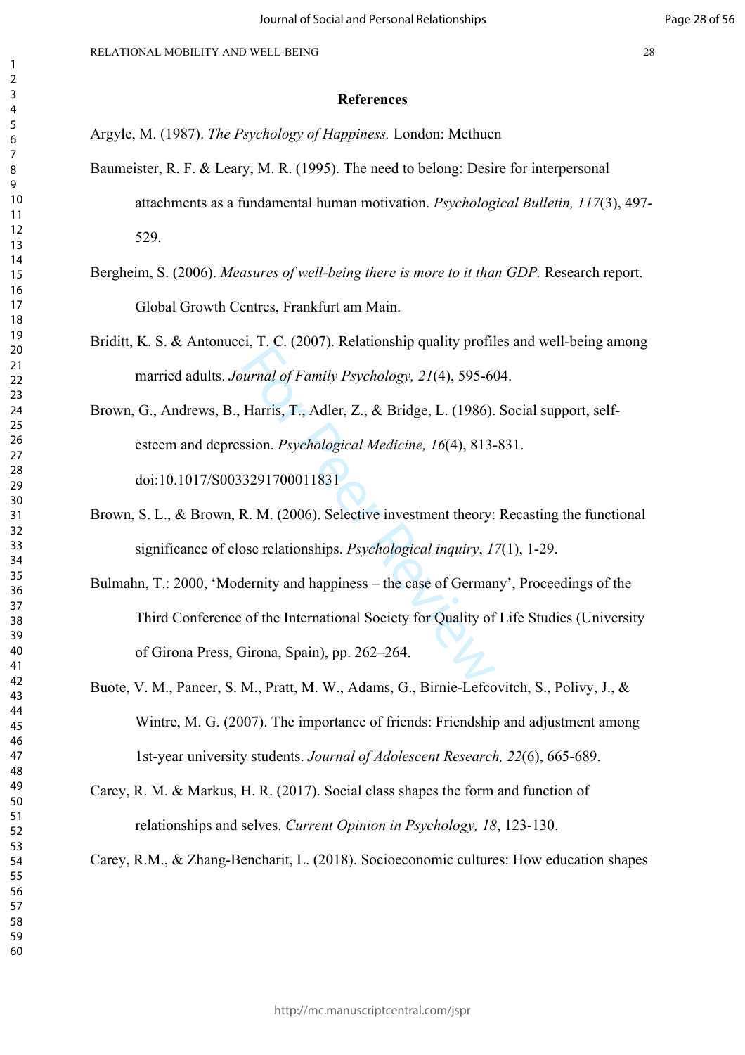## References

Argyle, M. (1987). *The Psychology of Happiness.* London: Methuen

Baumeister, R. F. & Leary, M. R. (1995). The need to belong: Desire for interpersonal attachments as a fundamental human motivation. *Psychological Bulletin, 117*(3), 497-529.

Bergheim, S. (2006). *Measures of well-being there is more to it than GDP.* Research report. Global Growth Centres, Frankfurt am Main.

Briditt, K. S. & Antonucci, T. C. (2007). Relationship quality profiles and well-being among married adults. *Journal of Family Psychology, 21*(4), 595-604.

Brown, G., Andrews, B., Harris, T., Adler, Z., & Bridge, L. (1986). Social support, self-esteem and depression. *Psychological Medicine, 16*(4), 813-831. doi:10.1017/S0033291700011831

Brown, S. L., & Brown, R. M. (2006). Selective investment theory: Recasting the functional significance of close relationships. *Psychological inquiry*, *17*(1), 1-29.

Bulmahn, T.: 2000, 'Modernity and happiness – the case of Germany', Proceedings of the Third Conference of the International Society for Quality of Life Studies (University of Girona Press, Girona, Spain), pp. 262–264.

Buote, V. M., Pancer, S. M., Pratt, M. W., Adams, G., Birnie-Lefcovitch, S., Polivy, J., & Wintre, M. G. (2007). The importance of friends: Friendship and adjustment among 1st-year university students. *Journal of Adolescent Research, 22*(6), 665-689.

Carey, R. M. & Markus, H. R. (2017). Social class shapes the form and function of relationships and selves. *Current Opinion in Psychology, 18*, 123-130.

Carey, R.M., & Zhang-Bencharit, L. (2018). Socioeconomic cultures: How education shapes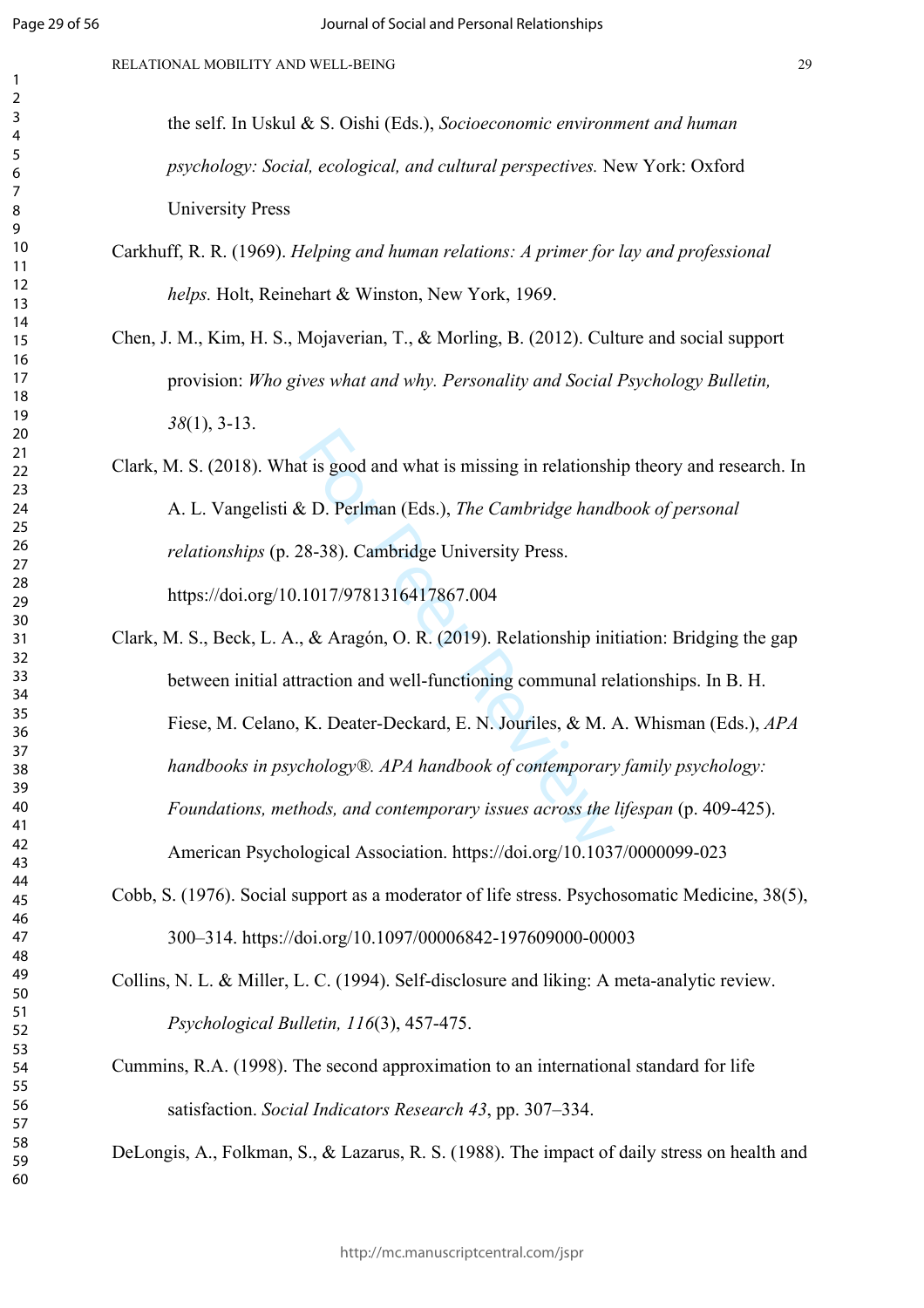the self. In Uskul & S. Oishi (Eds.), *Socioeconomic environment and human psychology: Social, ecological, and cultural perspectives.* New York: Oxford University Press

Carkhuff, R. R. (1969). *Helping and human relations: A primer for lay and professional helps.* Holt, Reinehart & Winston, New York, 1969.

Chen, J. M., Kim, H. S., Mojaverian, T., & Morling, B. (2012). Culture and social support provision: *Who gives what and why. Personality and Social Psychology Bulletin, 38*(1), 3-13.

Clark, M. S. (2018). What is good and what is missing in relationship theory and research. In A. L. Vangelisti & D. Perlman (Eds.), *The Cambridge handbook of personal relationships* (p. 28-38). Cambridge University Press. https://doi.org/10.1017/9781316417867.004

Clark, M. S., Beck, L. A., & Aragón, O. R. (2019). Relationship initiation: Bridging the gap between initial attraction and well-functioning communal relationships. In B. H. Fiese, M. Celano, K. Deater-Deckard, E. N. Jouriles, & M. A. Whisman (Eds.), *APA handbooks in psychology®. APA handbook of contemporary family psychology: Foundations, methods, and contemporary issues across the lifespan* (p. 409-425). American Psychological Association. https://doi.org/10.1037/0000099-023

Cobb, S. (1976). Social support as a moderator of life stress. Psychosomatic Medicine, 38(5), 300–314. https://doi.org/10.1097/00006842-197609000-00003

Collins, N. L. & Miller, L. C. (1994). Self-disclosure and liking: A meta-analytic review. *Psychological Bulletin, 116*(3), 457-475.

Cummins, R.A. (1998). The second approximation to an international standard for life satisfaction. *Social Indicators Research 43*, pp. 307–334.

DeLongis, A., Folkman, S., & Lazarus, R. S. (1988). The impact of daily stress on health and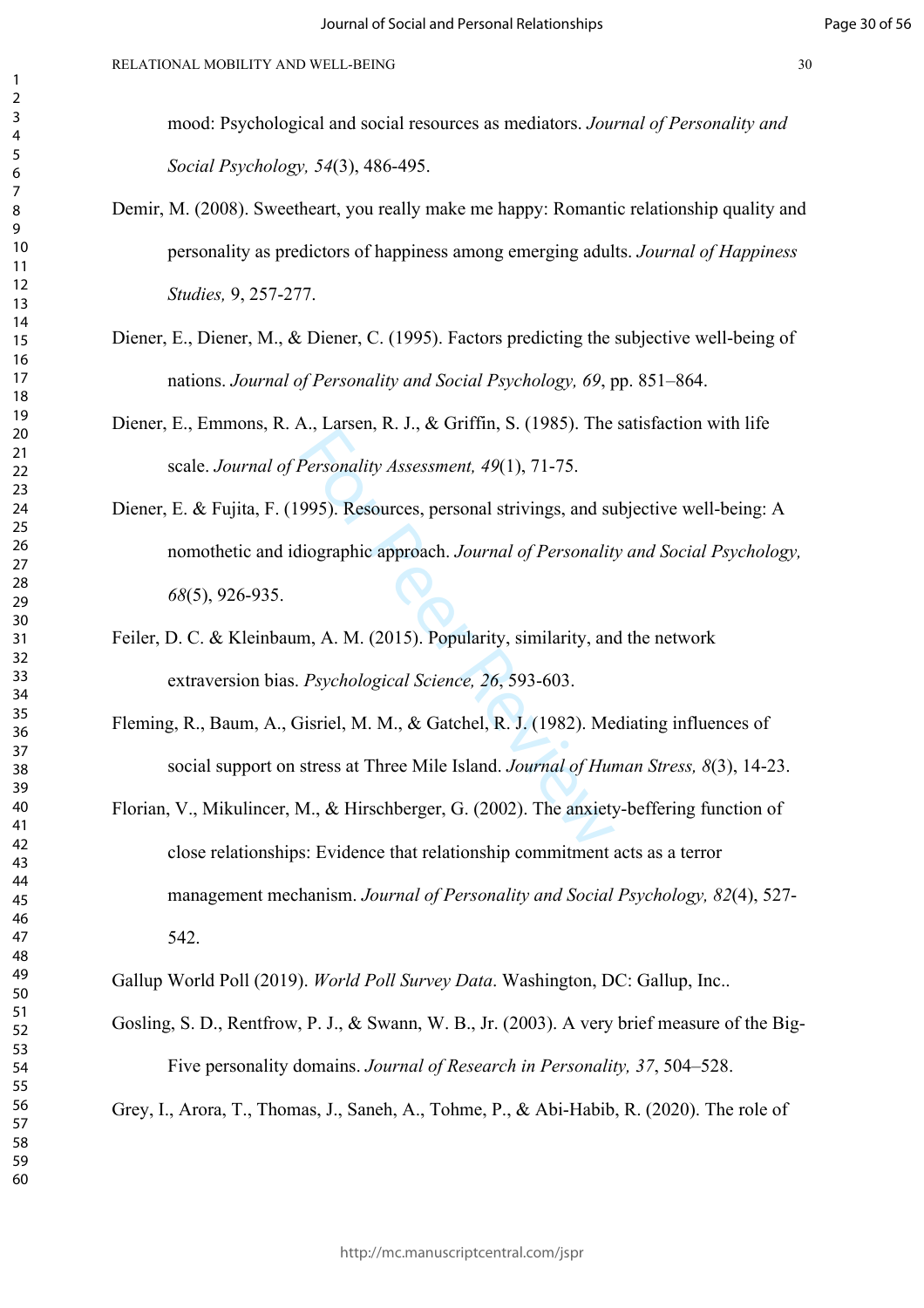mood: Psychological and social resources as mediators. *Journal of Personality and Social Psychology, 54*(3), 486-495.

Demir, M. (2008). Sweetheart, you really make me happy: Romantic relationship quality and personality as predictors of happiness among emerging adults. *Journal of Happiness Studies,* 9, 257-277.

Diener, E., Diener, M., & Diener, C. (1995). Factors predicting the subjective well-being of nations. *Journal of Personality and Social Psychology, 69*, pp. 851–864.

Diener, E., Emmons, R. A., Larsen, R. J., & Griffin, S. (1985). The satisfaction with life scale. *Journal of Personality Assessment, 49*(1), 71-75.

Diener, E. & Fujita, F. (1995). Resources, personal strivings, and subjective well-being: A nomothetic and idiographic approach. *Journal of Personality and Social Psychology, 68*(5), 926-935.

Feiler, D. C. & Kleinbaum, A. M. (2015). Popularity, similarity, and the network extraversion bias. *Psychological Science, 26*, 593-603.

Fleming, R., Baum, A., Gisriel, M. M., & Gatchel, R. J. (1982). Mediating influences of social support on stress at Three Mile Island. *Journal of Human Stress, 8*(3), 14-23.

Florian, V., Mikulincer, M., & Hirschberger, G. (2002). The anxiety-beffering function of close relationships: Evidence that relationship commitment acts as a terror management mechanism. *Journal of Personality and Social Psychology, 82*(4), 527-542.

Gallup World Poll (2019). *World Poll Survey Data*. Washington, DC: Gallup, Inc..

Gosling, S. D., Rentfrow, P. J., & Swann, W. B., Jr. (2003). A very brief measure of the Big-Five personality domains. *Journal of Research in Personality, 37*, 504–528.

Grey, I., Arora, T., Thomas, J., Saneh, A., Tohme, P., & Abi-Habib, R. (2020). The role of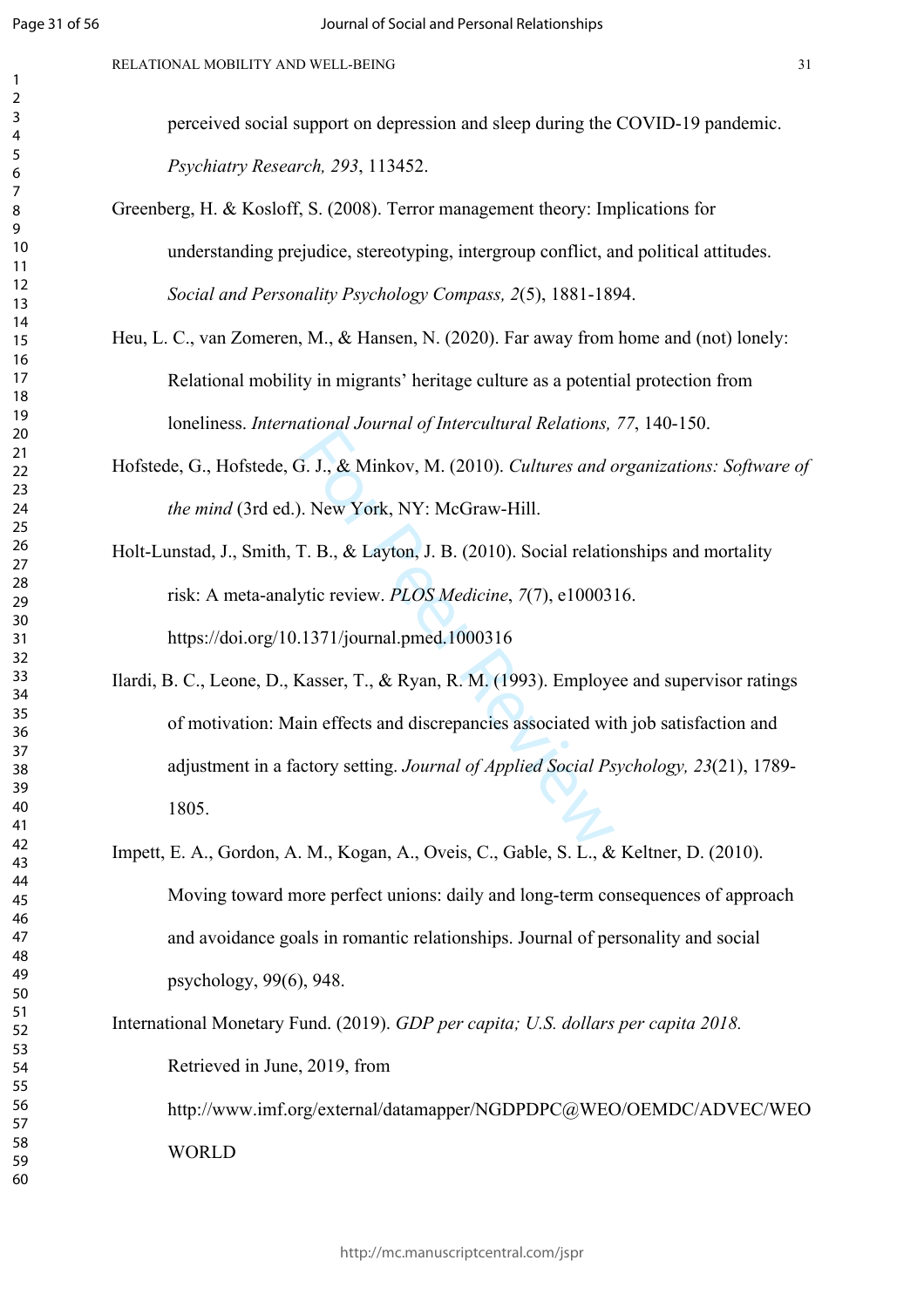perceived social support on depression and sleep during the COVID-19 pandemic. *Psychiatry Research, 293*, 113452.

Greenberg, H. & Kosloff, S. (2008). Terror management theory: Implications for understanding prejudice, stereotyping, intergroup conflict, and political attitudes. *Social and Personality Psychology Compass, 2*(5), 1881-1894.

Heu, L. C., van Zomeren, M., & Hansen, N. (2020). Far away from home and (not) lonely: Relational mobility in migrants' heritage culture as a potential protection from loneliness. *International Journal of Intercultural Relations, 77*, 140-150.

Hofstede, G., Hofstede, G. J., & Minkov, M. (2010). *Cultures and organizations: Software of the mind* (3rd ed.). New York, NY: McGraw-Hill.

Holt-Lunstad, J., Smith, T. B., & Layton, J. B. (2010). Social relationships and mortality risk: A meta-analytic review. *PLOS Medicine*, *7*(7), e1000316. https://doi.org/10.1371/journal.pmed.1000316

Ilardi, B. C., Leone, D., Kasser, T., & Ryan, R. M. (1993). Employee and supervisor ratings of motivation: Main effects and discrepancies associated with job satisfaction and adjustment in a factory setting. *Journal of Applied Social Psychology, 23*(21), 1789-1805.

Impett, E. A., Gordon, A. M., Kogan, A., Oveis, C., Gable, S. L., & Keltner, D. (2010). Moving toward more perfect unions: daily and long-term consequences of approach and avoidance goals in romantic relationships. Journal of personality and social psychology, 99(6), 948.

International Monetary Fund. (2019). *GDP per capita; U.S. dollars per capita 2018.* Retrieved in June, 2019, from http://www.imf.org/external/datamapper/NGDPDPC@WEO/OEMDC/ADVEC/WEOWORLD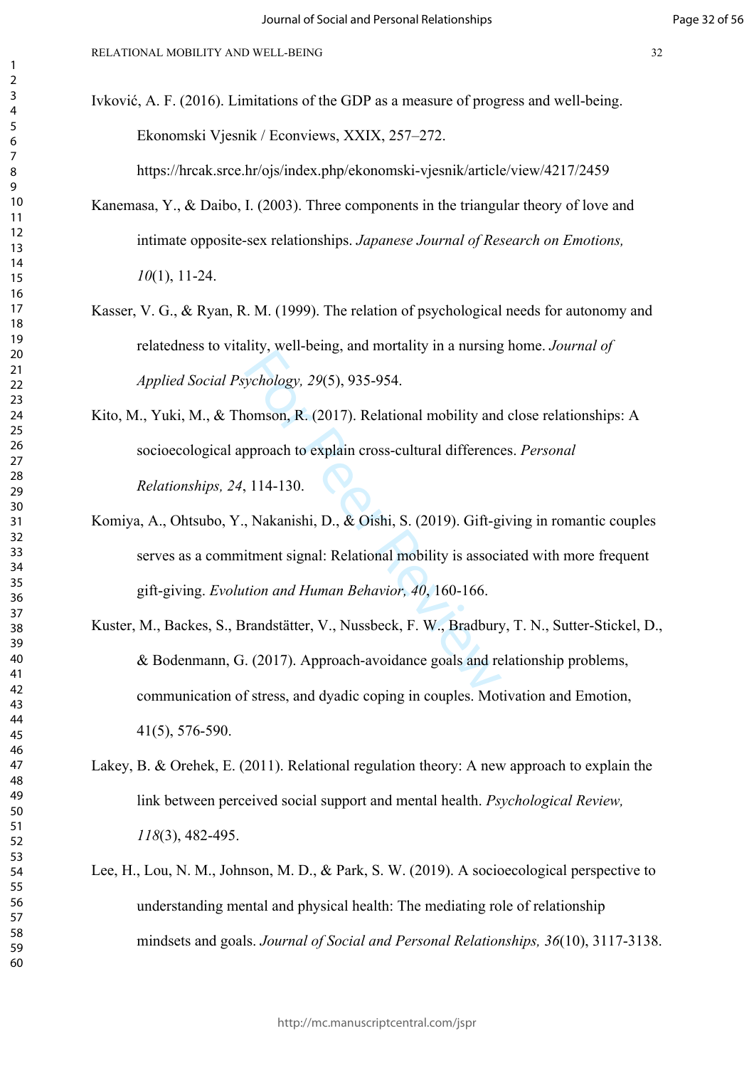Ivković, A. F. (2016). Limitations of the GDP as a measure of progress and well-being. Ekonomski Vjesnik / Econviews, XXIX, 257–272. https://hrcak.srce.hr/ojs/index.php/ekonomski-vjesnik/article/view/4217/2459

Kanemasa, Y., & Daibo, I. (2003). Three components in the triangular theory of love and intimate opposite-sex relationships. *Japanese Journal of Research on Emotions, 10*(1), 11-24.

Kasser, V. G., & Ryan, R. M. (1999). The relation of psychological needs for autonomy and relatedness to vitality, well-being, and mortality in a nursing home. *Journal of Applied Social Psychology, 29*(5), 935-954.

Kito, M., Yuki, M., & Thomson, R. (2017). Relational mobility and close relationships: A socioecological approach to explain cross-cultural differences. *Personal Relationships, 24*, 114-130.

Komiya, A., Ohtsubo, Y., Nakanishi, D., & Oishi, S. (2019). Gift-giving in romantic couples serves as a commitment signal: Relational mobility is associated with more frequent gift-giving. *Evolution and Human Behavior, 40*, 160-166.

Kuster, M., Backes, S., Brandstätter, V., Nussbeck, F. W., Bradbury, T. N., Sutter-Stickel, D., & Bodenmann, G. (2017). Approach-avoidance goals and relationship problems, communication of stress, and dyadic coping in couples. Motivation and Emotion, 41(5), 576-590.

Lakey, B. & Orehek, E. (2011). Relational regulation theory: A new approach to explain the link between perceived social support and mental health. *Psychological Review, 118*(3), 482-495.

Lee, H., Lou, N. M., Johnson, M. D., & Park, S. W. (2019). A socioecological perspective to understanding mental and physical health: The mediating role of relationship mindsets and goals. *Journal of Social and Personal Relationships, 36*(10), 3117-3138.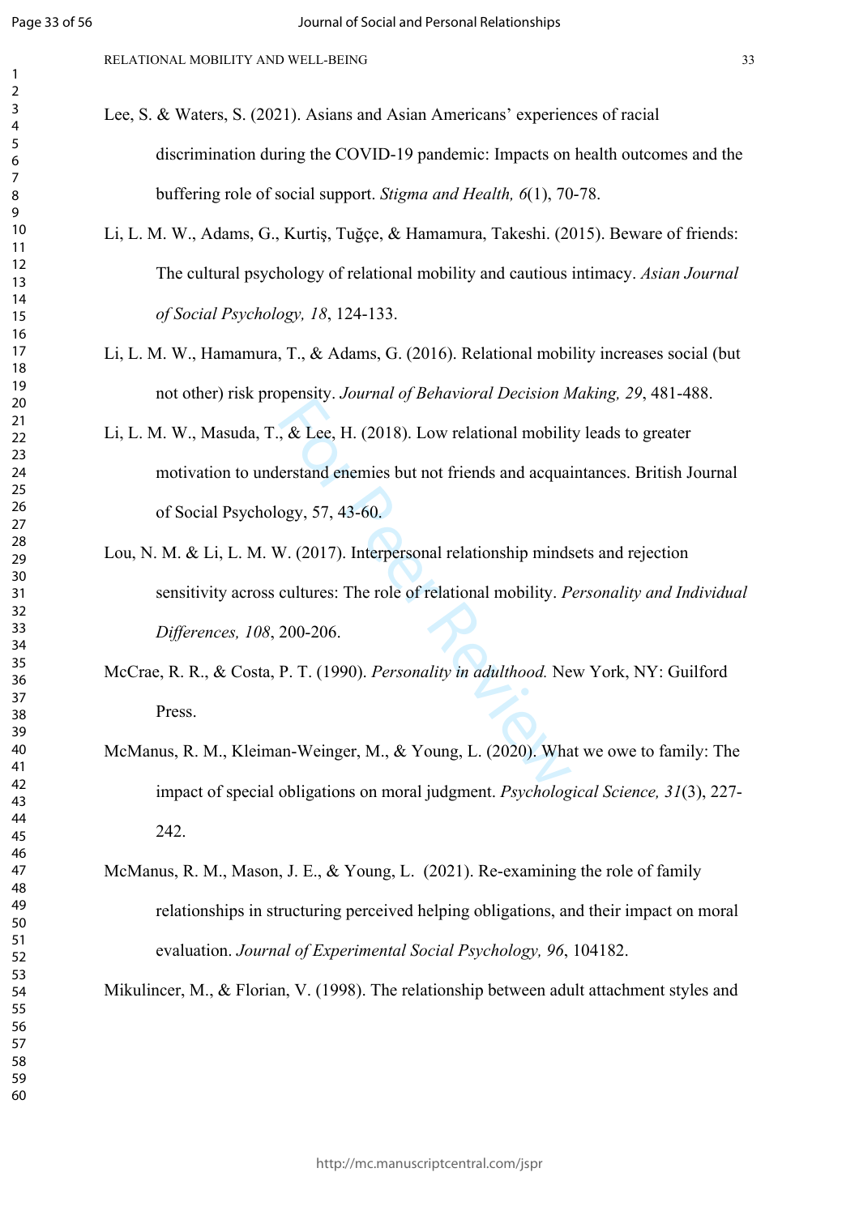Lee, S. & Waters, S. (2021). Asians and Asian Americans' experiences of racial discrimination during the COVID-19 pandemic: Impacts on health outcomes and the buffering role of social support. *Stigma and Health, 6*(1), 70-78.

Li, L. M. W., Adams, G., Kurtiş, Tuğçe, & Hamamura, Takeshi. (2015). Beware of friends: The cultural psychology of relational mobility and cautious intimacy. *Asian Journal of Social Psychology, 18*, 124-133.

Li, L. M. W., Hamamura, T., & Adams, G. (2016). Relational mobility increases social (but not other) risk propensity. *Journal of Behavioral Decision Making, 29*, 481-488.

Li, L. M. W., Masuda, T., & Lee, H. (2018). Low relational mobility leads to greater motivation to understand enemies but not friends and acquaintances. British Journal of Social Psychology, 57, 43-60.

Lou, N. M. & Li, L. M. W. (2017). Interpersonal relationship mindsets and rejection sensitivity across cultures: The role of relational mobility. *Personality and Individual Differences, 108*, 200-206.

McCrae, R. R., & Costa, P. T. (1990). *Personality in adulthood.* New York, NY: Guilford Press.

McManus, R. M., Kleiman-Weinger, M., & Young, L. (2020). What we owe to family: The impact of special obligations on moral judgment. *Psychological Science, 31*(3), 227-242.

McManus, R. M., Mason, J. E., & Young, L. (2021). Re-examining the role of family relationships in structuring perceived helping obligations, and their impact on moral evaluation. *Journal of Experimental Social Psychology, 96*, 104182.

Mikulincer, M., & Florian, V. (1998). The relationship between adult attachment styles and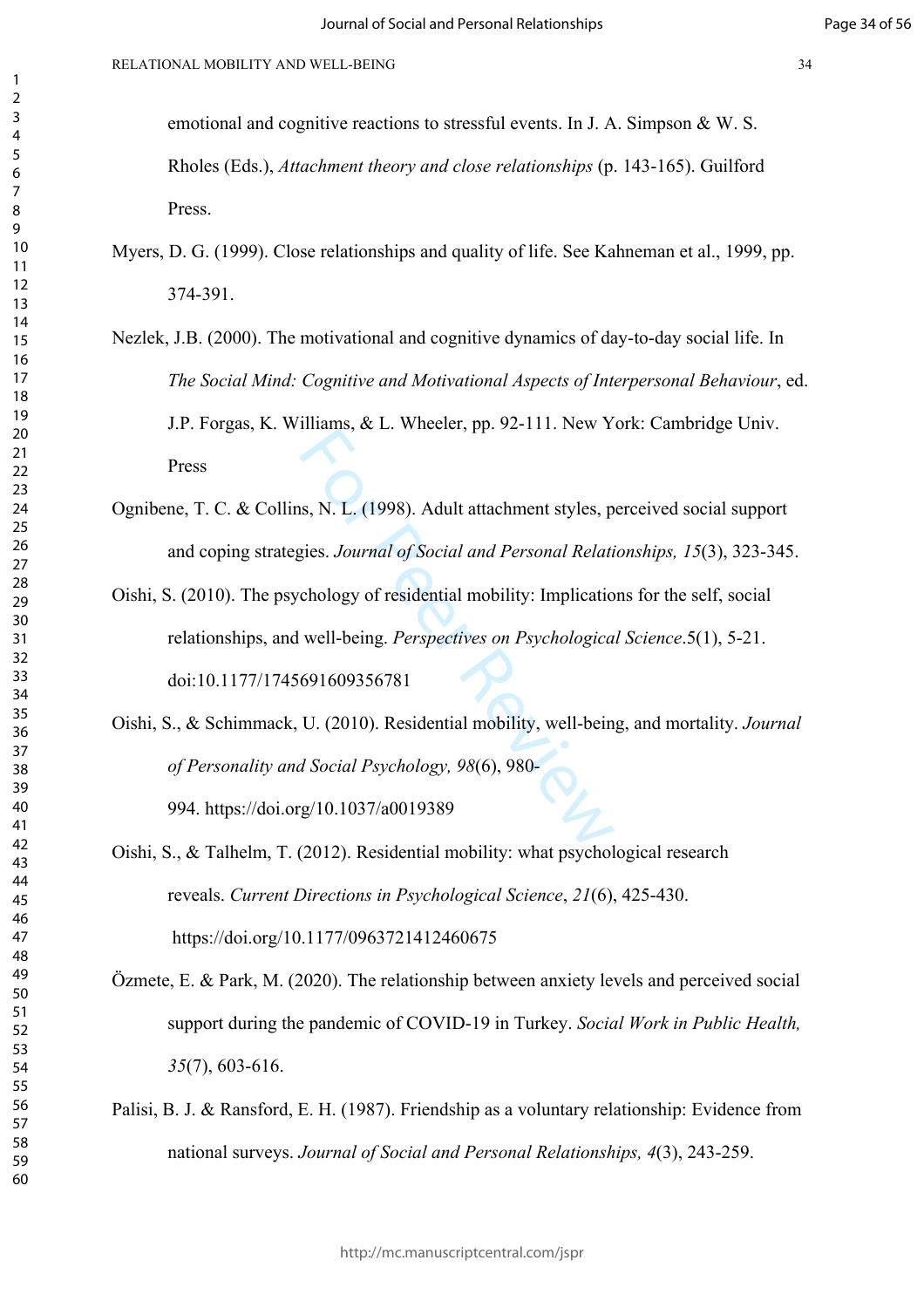emotional and cognitive reactions to stressful events. In J. A. Simpson & W. S. Rholes (Eds.), *Attachment theory and close relationships* (p. 143-165). Guilford Press.

Myers, D. G. (1999). Close relationships and quality of life. See Kahneman et al., 1999, pp. 374-391.

Nezlek, J.B. (2000). The motivational and cognitive dynamics of day-to-day social life. In *The Social Mind: Cognitive and Motivational Aspects of Interpersonal Behaviour*, ed. J.P. Forgas, K. Williams, & L. Wheeler, pp. 92-111. New York: Cambridge Univ. Press

Ognibene, T. C. & Collins, N. L. (1998). Adult attachment styles, perceived social support and coping strategies. *Journal of Social and Personal Relationships, 15*(3), 323-345.

Oishi, S. (2010). The psychology of residential mobility: Implications for the self, social relationships, and well-being. *Perspectives on Psychological Science*.5(1), 5-21. doi:10.1177/1745691609356781

Oishi, S., & Schimmack, U. (2010). Residential mobility, well-being, and mortality. *Journal of Personality and Social Psychology, 98*(6), 980-994. https://doi.org/10.1037/a0019389

Oishi, S., & Talhelm, T. (2012). Residential mobility: what psychological research reveals. *Current Directions in Psychological Science*, *21*(6), 425-430. https://doi.org/10.1177/0963721412460675

Özmete, E. & Park, M. (2020). The relationship between anxiety levels and perceived social support during the pandemic of COVID-19 in Turkey. *Social Work in Public Health, 35*(7), 603-616.

Palisi, B. J. & Ransford, E. H. (1987). Friendship as a voluntary relationship: Evidence from national surveys. *Journal of Social and Personal Relationships, 4*(3), 243-259.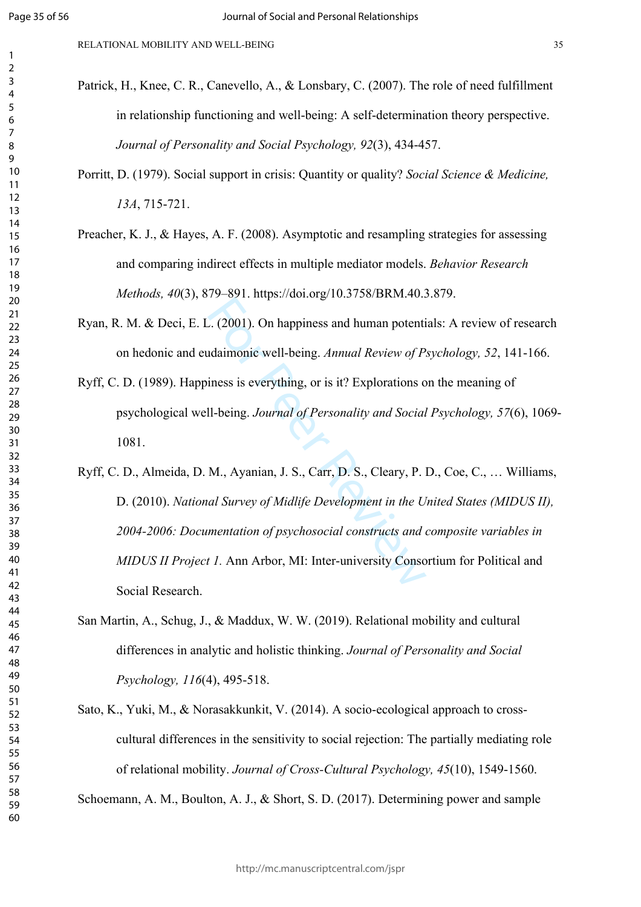Patrick, H., Knee, C. R., Canevello, A., & Lonsbary, C. (2007). The role of need fulfillment in relationship functioning and well-being: A self-determination theory perspective. *Journal of Personality and Social Psychology, 92*(3), 434-457.

Porritt, D. (1979). Social support in crisis: Quantity or quality? *Social Science & Medicine, 13A*, 715-721.

Preacher, K. J., & Hayes, A. F. (2008). Asymptotic and resampling strategies for assessing and comparing indirect effects in multiple mediator models. *Behavior Research Methods, 40*(3), 879–891. https://doi.org/10.3758/BRM.40.3.879.

Ryan, R. M. & Deci, E. L. (2001). On happiness and human potentials: A review of research on hedonic and eudaimonic well-being. *Annual Review of Psychology, 52*, 141-166.

Ryff, C. D. (1989). Happiness is everything, or is it? Explorations on the meaning of psychological well-being. *Journal of Personality and Social Psychology, 57*(6), 1069-1081.

Ryff, C. D., Almeida, D. M., Ayanian, J. S., Carr, D. S., Cleary, P. D., Coe, C., … Williams, D. (2010). *National Survey of Midlife Development in the United States (MIDUS II), 2004-2006: Documentation of psychosocial constructs and composite variables in MIDUS II Project 1.* Ann Arbor, MI: Inter-university Consortium for Political and Social Research.

San Martin, A., Schug, J., & Maddux, W. W. (2019). Relational mobility and cultural differences in analytic and holistic thinking. *Journal of Personality and Social Psychology, 116*(4), 495-518.

Sato, K., Yuki, M., & Norasakkunkit, V. (2014). A socio-ecological approach to cross-cultural differences in the sensitivity to social rejection: The partially mediating role of relational mobility. *Journal of Cross-Cultural Psychology, 45*(10), 1549-1560.

Schoemann, A. M., Boulton, A. J., & Short, S. D. (2017). Determining power and sample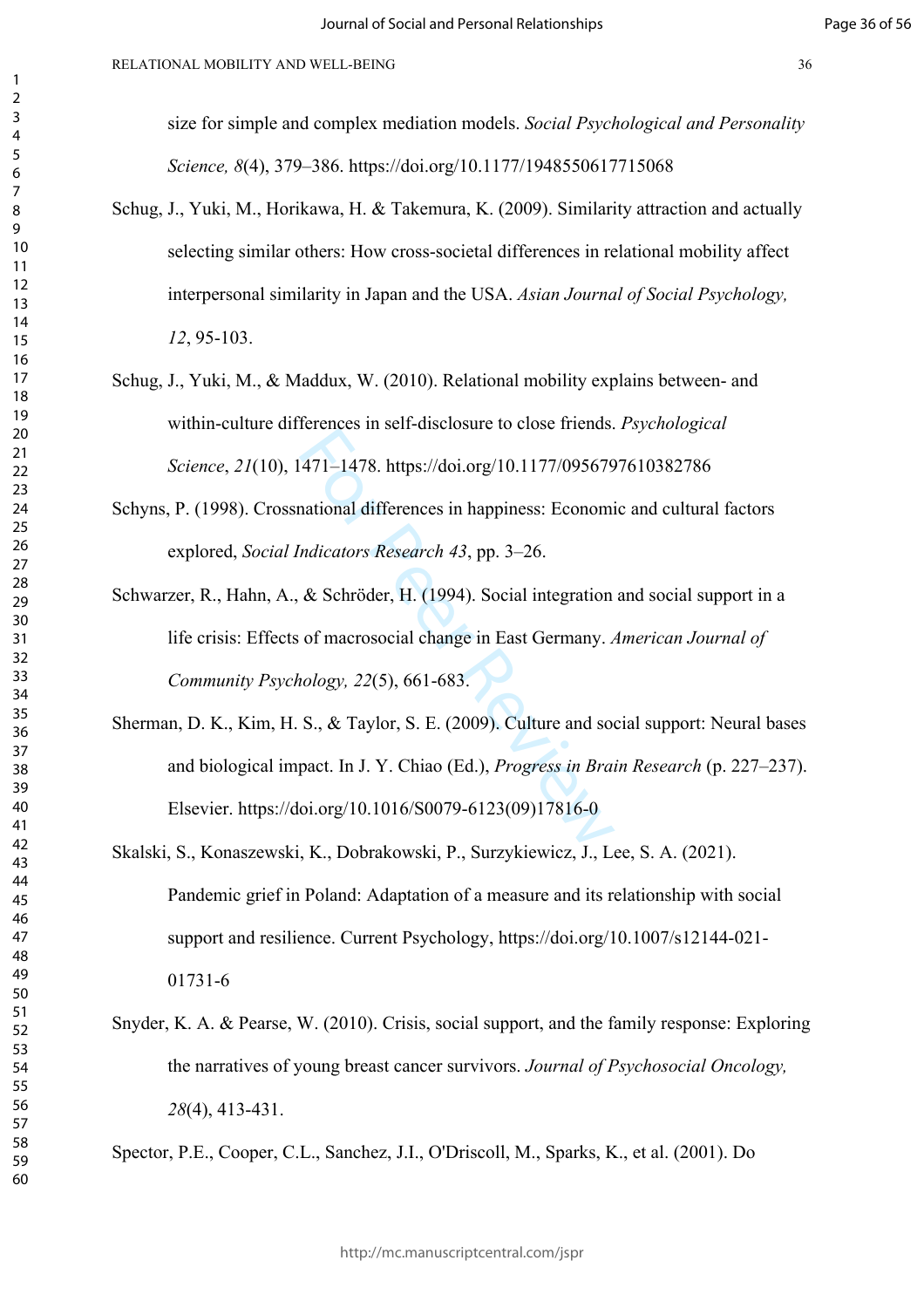size for simple and complex mediation models. *Social Psychological and Personality Science, 8*(4), 379–386. https://doi.org/10.1177/1948550617715068

Schug, J., Yuki, M., Horikawa, H. & Takemura, K. (2009). Similarity attraction and actually selecting similar others: How cross-societal differences in relational mobility affect interpersonal similarity in Japan and the USA. *Asian Journal of Social Psychology, 12*, 95-103.

Schug, J., Yuki, M., & Maddux, W. (2010). Relational mobility explains between- and within-culture differences in self-disclosure to close friends. *Psychological Science*, *21*(10), 1471–1478. https://doi.org/10.1177/0956797610382786

Schyns, P. (1998). Crossnational differences in happiness: Economic and cultural factors explored, *Social Indicators Research 43*, pp. 3–26.

Schwarzer, R., Hahn, A., & Schröder, H. (1994). Social integration and social support in a life crisis: Effects of macrosocial change in East Germany. *American Journal of Community Psychology, 22*(5), 661-683.

Sherman, D. K., Kim, H. S., & Taylor, S. E. (2009). Culture and social support: Neural bases and biological impact. In J. Y. Chiao (Ed.), *Progress in Brain Research* (p. 227–237). Elsevier. https://doi.org/10.1016/S0079-6123(09)17816-0

Skalski, S., Konaszewski, K., Dobrakowski, P., Surzykiewicz, J., Lee, S. A. (2021). Pandemic grief in Poland: Adaptation of a measure and its relationship with social support and resilience. Current Psychology, https://doi.org/10.1007/s12144-021-01731-6

Snyder, K. A. & Pearse, W. (2010). Crisis, social support, and the family response: Exploring the narratives of young breast cancer survivors. *Journal of Psychosocial Oncology, 28*(4), 413-431.

Spector, P.E., Cooper, C.L., Sanchez, J.I., O'Driscoll, M., Sparks, K., et al. (2001). Do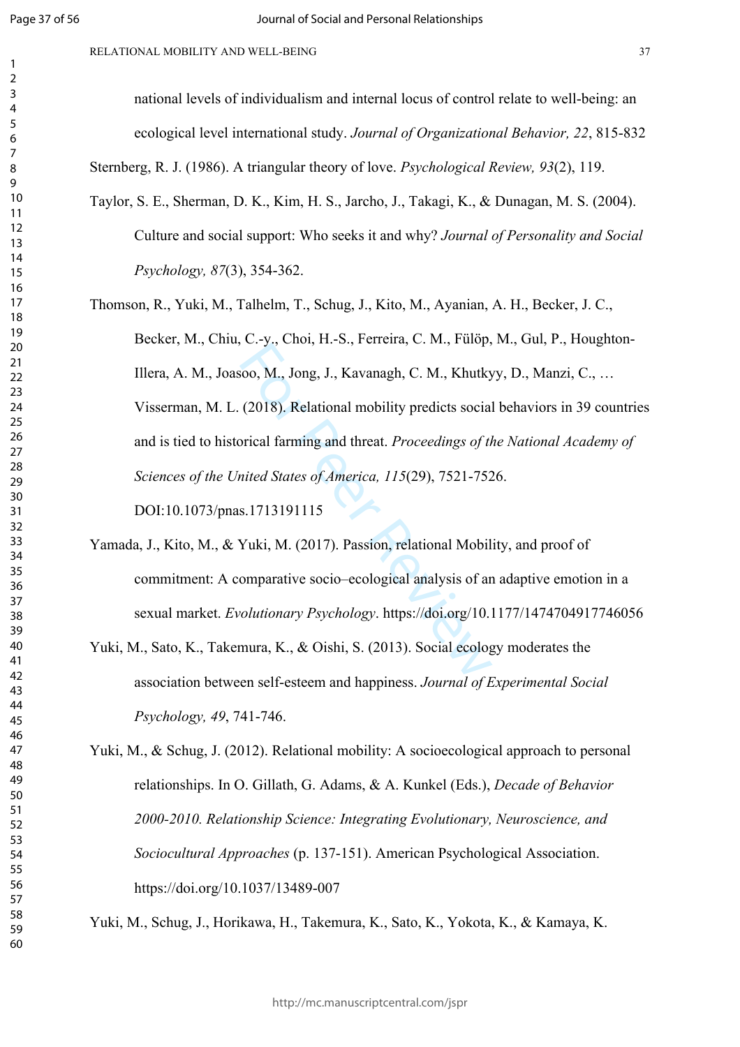national levels of individualism and internal locus of control relate to well-being: an ecological level international study. *Journal of Organizational Behavior, 22*, 815-832

Sternberg, R. J. (1986). A triangular theory of love. *Psychological Review, 93*(2), 119.

Taylor, S. E., Sherman, D. K., Kim, H. S., Jarcho, J., Takagi, K., & Dunagan, M. S. (2004). Culture and social support: Who seeks it and why? *Journal of Personality and Social Psychology, 87*(3), 354-362.

Thomson, R., Yuki, M., Talhelm, T., Schug, J., Kito, M., Ayanian, A. H., Becker, J. C., Becker, M., Chiu, C.-y., Choi, H.-S., Ferreira, C. M., Fülöp, M., Gul, P., Houghton-Illera, A. M., Joasoo, M., Jong, J., Kavanagh, C. M., Khutkyy, D., Manzi, C., … Visserman, M. L. (2018). Relational mobility predicts social behaviors in 39 countries and is tied to historical farming and threat. *Proceedings of the National Academy of Sciences of the United States of America, 115*(29), 7521-7526. DOI:10.1073/pnas.1713191115

Yamada, J., Kito, M., & Yuki, M. (2017). Passion, relational Mobility, and proof of commitment: A comparative socio–ecological analysis of an adaptive emotion in a sexual market. *Evolutionary Psychology*. https://doi.org/10.1177/1474704917746056

Yuki, M., Sato, K., Takemura, K., & Oishi, S. (2013). Social ecology moderates the association between self-esteem and happiness. *Journal of Experimental Social Psychology, 49*, 741-746.

Yuki, M., & Schug, J. (2012). Relational mobility: A socioecological approach to personal relationships. In O. Gillath, G. Adams, & A. Kunkel (Eds.), *Decade of Behavior 2000-2010. Relationship Science: Integrating Evolutionary, Neuroscience, and Sociocultural Approaches* (p. 137-151). American Psychological Association. https://doi.org/10.1037/13489-007

Yuki, M., Schug, J., Horikawa, H., Takemura, K., Sato, K., Yokota, K., & Kamaya, K.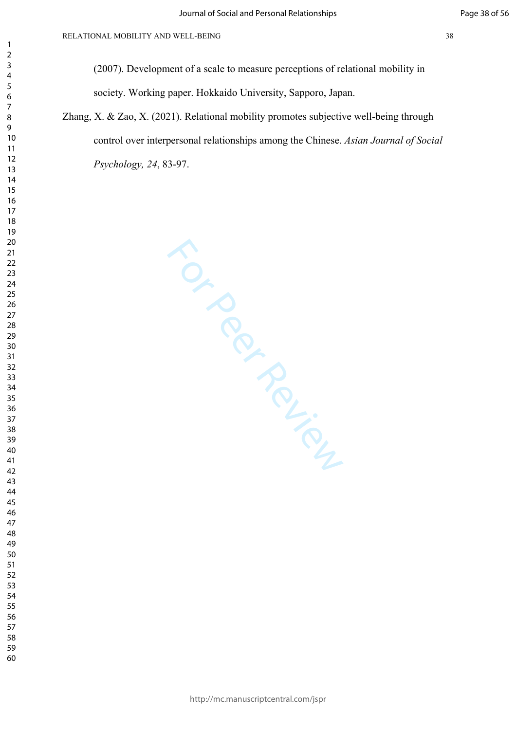(2007). Development of a scale to measure perceptions of relational mobility in society. Working paper. Hokkaido University, Sapporo, Japan.

Zhang, X. & Zao, X. (2021). Relational mobility promotes subjective well-being through control over interpersonal relationships among the Chinese. *Asian Journal of Social Psychology, 24*, 83-97.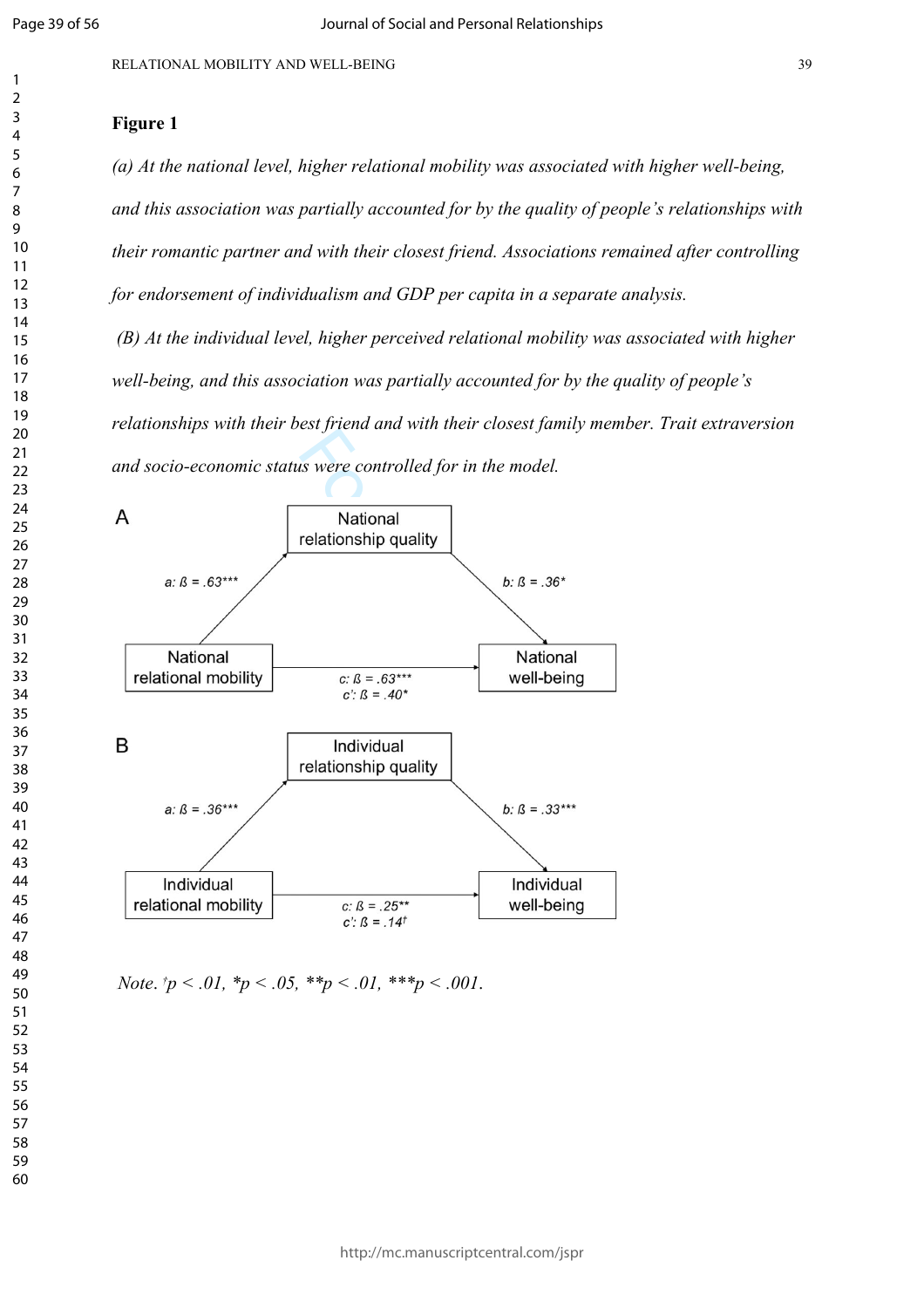**Figure 1**

*(a) At the national level, higher relational mobility was associated with higher well-being, and this association was partially accounted for by the quality of people's relationships with their romantic partner and with their closest friend. Associations remained after controlling for endorsement of individualism and GDP per capita in a separate analysis.*

*(B) At the individual level, higher perceived relational mobility was associated with higher well-being, and this association was partially accounted for by the quality of people's relationships with their best friend and with their closest family member. Trait extraversion and socio-economic status were controlled for in the model.*

A

National relationship quality

a: ß = .63***

b: ß = .36*

National relational mobility

National well-being

c: ß = .63***
c': ß = .40*

B

Individual relationship quality

a: ß = .36***

b: ß = .33***

Individual relational mobility

Individual well-being

c: ß = .25**
c': ß = .14†

*Note*. †$p < .01$, *$p < .05$, **$p < .01$, ***$p < .001$.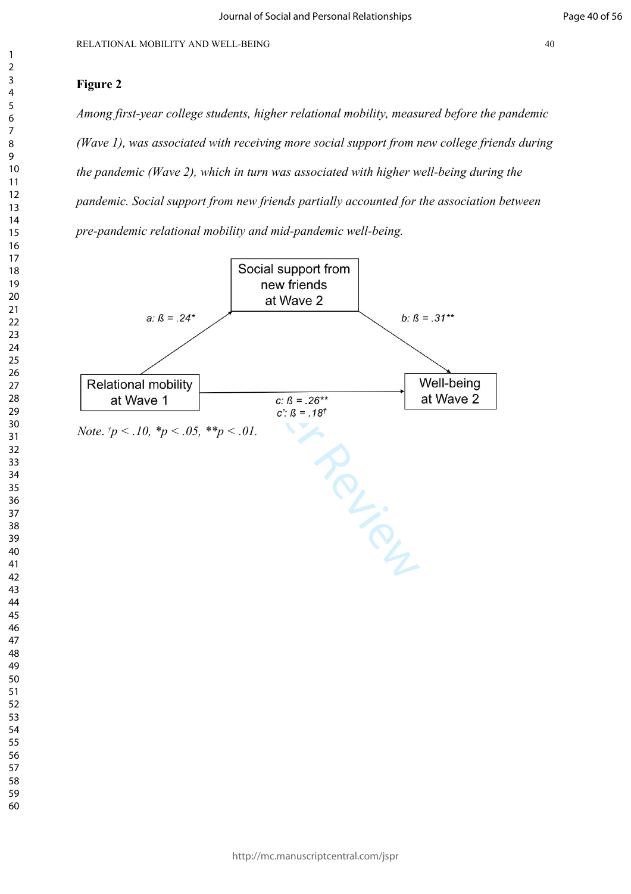**Figure 2**

*Among first-year college students, higher relational mobility, measured before the pandemic (Wave 1), was associated with receiving more social support from new college friends during the pandemic (Wave 2), which in turn was associated with higher well-being during the pandemic. Social support from new friends partially accounted for the association between pre-pandemic relational mobility and mid-pandemic well-being.*

Social support from new friends at Wave 2

a: ß = .24*

b: ß = .31**

Relational mobility at Wave 1

Well-being at Wave 2

c: ß = .26**

c': ß = .18†

*Note*. †*p* < .10, \**p* < .05, \*\**p* < .01.